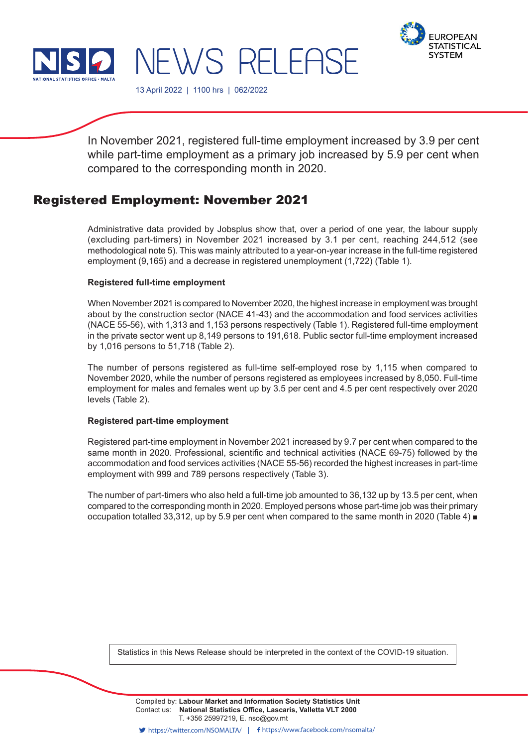NEWS RELEASE

13 April 2022 | 1100 hrs | 062/2022

In November 2021, registered full-time employment increased by 3.9 per cent while part-time employment as a primary job increased by 5.9 per cent when compared to the corresponding month in 2020.

# Registered Employment: November 2021

Administrative data provided by Jobsplus show that, over a period of one year, the labour supply (excluding part-timers) in November 2021 increased by 3.1 per cent, reaching 244,512 (see methodological note 5). This was mainly attributed to a year-on-year increase in the full-time registered employment (9,165) and a decrease in registered unemployment (1,722) (Table 1).

**Registered full-time employment**

When November 2021 is compared to November 2020, the highest increase in employment was brought about by the construction sector (NACE 41-43) and the accommodation and food services activities (NACE 55-56), with 1,313 and 1,153 persons respectively (Table 1). Registered full-time employment in the private sector went up 8,149 persons to 191,618. Public sector full-time employment increased by 1,016 persons to 51,718 (Table 2).

The number of persons registered as full-time self-employed rose by 1,115 when compared to November 2020, while the number of persons registered as employees increased by 8,050. Full-time employment for males and females went up by 3.5 per cent and 4.5 per cent respectively over 2020 levels (Table 2).

**Registered part-time employment**

Registered part-time employment in November 2021 increased by 9.7 per cent when compared to the same month in 2020. Professional, scientific and technical activities (NACE 69-75) followed by the accommodation and food services activities (NACE 55-56) recorded the highest increases in part-time employment with 999 and 789 persons respectively (Table 3).

The number of part-timers who also held a full-time job amounted to 36,132 up by 13.5 per cent, when compared to the corresponding month in 2020. Employed persons whose part-time job was their primary occupation totalled 33,312, up by 5.9 per cent when compared to the same month in 2020 (Table 4) ■

Statistics in this News Release should be interpreted in the context of the COVID-19 situation.

Compiled by: **Labour Market and Information Society Statistics Unit**
Contact us: **National Statistics Office, Lascaris, Valletta VLT 2000**
T. +356 25997219, E. nso@gov.mt

https://twitter.com/NSOMALTA/ | https://www.facebook.com/nsomalta/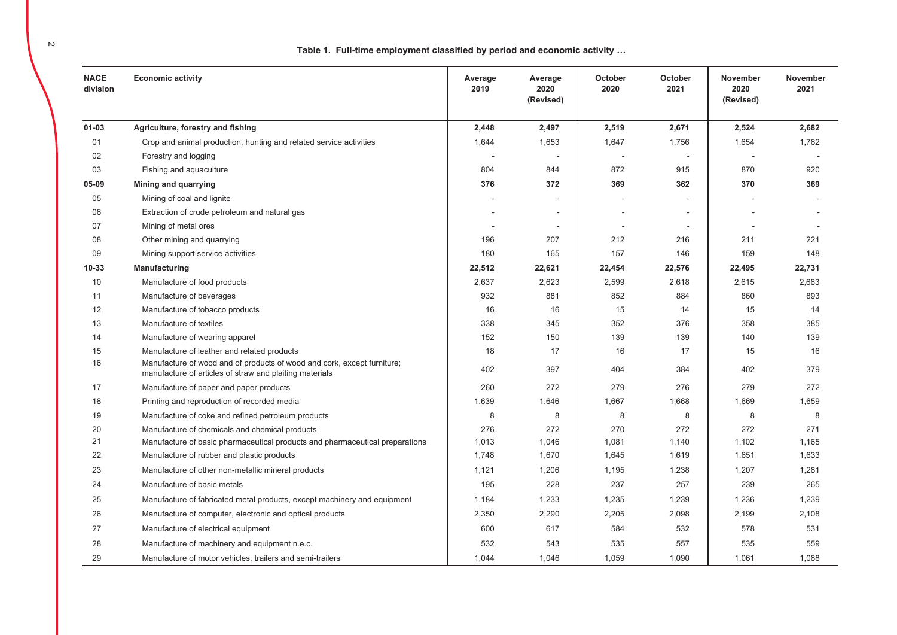**Table 1. Full-time employment classified by period and economic activity …**

| NACE division | Economic activity | Average 2019 | Average 2020 (Revised) | October 2020 | October 2021 | November 2020 (Revised) | November 2021 |
|---|---|---|---|---|---|---|---|
| **01-03** | **Agriculture, forestry and fishing** | **2,448** | **2,497** | **2,519** | **2,671** | **2,524** | **2,682** |
| 01 | Crop and animal production, hunting and related service activities | 1,644 | 1,653 | 1,647 | 1,756 | 1,654 | 1,762 |
| 02 | Forestry and logging | - | - | - | - | - | - |
| 03 | Fishing and aquaculture | 804 | 844 | 872 | 915 | 870 | 920 |
| **05-09** | **Mining and quarrying** | **376** | **372** | **369** | **362** | **370** | **369** |
| 05 | Mining of coal and lignite | - | - | - | - | - | - |
| 06 | Extraction of crude petroleum and natural gas | - | - | - | - | - | - |
| 07 | Mining of metal ores | - | - | - | - | - | - |
| 08 | Other mining and quarrying | 196 | 207 | 212 | 216 | 211 | 221 |
| 09 | Mining support service activities | 180 | 165 | 157 | 146 | 159 | 148 |
| **10-33** | **Manufacturing** | **22,512** | **22,621** | **22,454** | **22,576** | **22,495** | **22,731** |
| 10 | Manufacture of food products | 2,637 | 2,623 | 2,599 | 2,618 | 2,615 | 2,663 |
| 11 | Manufacture of beverages | 932 | 881 | 852 | 884 | 860 | 893 |
| 12 | Manufacture of tobacco products | 16 | 16 | 15 | 14 | 15 | 14 |
| 13 | Manufacture of textiles | 338 | 345 | 352 | 376 | 358 | 385 |
| 14 | Manufacture of wearing apparel | 152 | 150 | 139 | 139 | 140 | 139 |
| 15 | Manufacture of leather and related products | 18 | 17 | 16 | 17 | 15 | 16 |
| 16 | Manufacture of wood and of products of wood and cork, except furniture; manufacture of articles of straw and plaiting materials | 402 | 397 | 404 | 384 | 402 | 379 |
| 17 | Manufacture of paper and paper products | 260 | 272 | 279 | 276 | 279 | 272 |
| 18 | Printing and reproduction of recorded media | 1,639 | 1,646 | 1,667 | 1,668 | 1,669 | 1,659 |
| 19 | Manufacture of coke and refined petroleum products | 8 | 8 | 8 | 8 | 8 | 8 |
| 20 | Manufacture of chemicals and chemical products | 276 | 272 | 270 | 272 | 272 | 271 |
| 21 | Manufacture of basic pharmaceutical products and pharmaceutical preparations | 1,013 | 1,046 | 1,081 | 1,140 | 1,102 | 1,165 |
| 22 | Manufacture of rubber and plastic products | 1,748 | 1,670 | 1,645 | 1,619 | 1,651 | 1,633 |
| 23 | Manufacture of other non-metallic mineral products | 1,121 | 1,206 | 1,195 | 1,238 | 1,207 | 1,281 |
| 24 | Manufacture of basic metals | 195 | 228 | 237 | 257 | 239 | 265 |
| 25 | Manufacture of fabricated metal products, except machinery and equipment | 1,184 | 1,233 | 1,235 | 1,239 | 1,236 | 1,239 |
| 26 | Manufacture of computer, electronic and optical products | 2,350 | 2,290 | 2,205 | 2,098 | 2,199 | 2,108 |
| 27 | Manufacture of electrical equipment | 600 | 617 | 584 | 532 | 578 | 531 |
| 28 | Manufacture of machinery and equipment n.e.c. | 532 | 543 | 535 | 557 | 535 | 559 |
| 29 | Manufacture of motor vehicles, trailers and semi-trailers | 1,044 | 1,046 | 1,059 | 1,090 | 1,061 | 1,088 |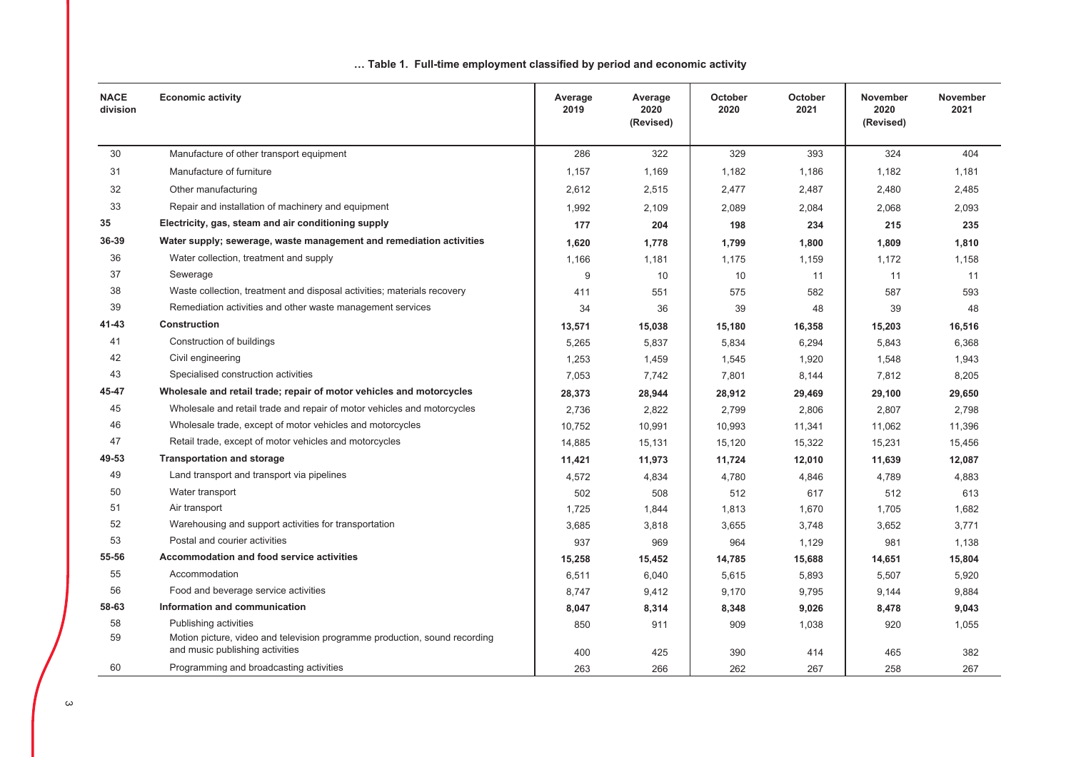**… Table 1. Full-time employment classified by period and economic activity**

| NACE division | Economic activity | Average 2019 | Average 2020 (Revised) | October 2020 | October 2021 | November 2020 (Revised) | November 2021 |
|---|---|---|---|---|---|---|---|
| 30 | Manufacture of other transport equipment | 286 | 322 | 329 | 393 | 324 | 404 |
| 31 | Manufacture of furniture | 1,157 | 1,169 | 1,182 | 1,186 | 1,182 | 1,181 |
| 32 | Other manufacturing | 2,612 | 2,515 | 2,477 | 2,487 | 2,480 | 2,485 |
| 33 | Repair and installation of machinery and equipment | 1,992 | 2,109 | 2,089 | 2,084 | 2,068 | 2,093 |
| **35** | **Electricity, gas, steam and air conditioning supply** | **177** | **204** | **198** | **234** | **215** | **235** |
| **36-39** | **Water supply; sewerage, waste management and remediation activities** | **1,620** | **1,778** | **1,799** | **1,800** | **1,809** | **1,810** |
| 36 | Water collection, treatment and supply | 1,166 | 1,181 | 1,175 | 1,159 | 1,172 | 1,158 |
| 37 | Sewerage | 9 | 10 | 10 | 11 | 11 | 11 |
| 38 | Waste collection, treatment and disposal activities; materials recovery | 411 | 551 | 575 | 582 | 587 | 593 |
| 39 | Remediation activities and other waste management services | 34 | 36 | 39 | 48 | 39 | 48 |
| **41-43** | **Construction** | **13,571** | **15,038** | **15,180** | **16,358** | **15,203** | **16,516** |
| 41 | Construction of buildings | 5,265 | 5,837 | 5,834 | 6,294 | 5,843 | 6,368 |
| 42 | Civil engineering | 1,253 | 1,459 | 1,545 | 1,920 | 1,548 | 1,943 |
| 43 | Specialised construction activities | 7,053 | 7,742 | 7,801 | 8,144 | 7,812 | 8,205 |
| **45-47** | **Wholesale and retail trade; repair of motor vehicles and motorcycles** | **28,373** | **28,944** | **28,912** | **29,469** | **29,100** | **29,650** |
| 45 | Wholesale and retail trade and repair of motor vehicles and motorcycles | 2,736 | 2,822 | 2,799 | 2,806 | 2,807 | 2,798 |
| 46 | Wholesale trade, except of motor vehicles and motorcycles | 10,752 | 10,991 | 10,993 | 11,341 | 11,062 | 11,396 |
| 47 | Retail trade, except of motor vehicles and motorcycles | 14,885 | 15,131 | 15,120 | 15,322 | 15,231 | 15,456 |
| **49-53** | **Transportation and storage** | **11,421** | **11,973** | **11,724** | **12,010** | **11,639** | **12,087** |
| 49 | Land transport and transport via pipelines | 4,572 | 4,834 | 4,780 | 4,846 | 4,789 | 4,883 |
| 50 | Water transport | 502 | 508 | 512 | 617 | 512 | 613 |
| 51 | Air transport | 1,725 | 1,844 | 1,813 | 1,670 | 1,705 | 1,682 |
| 52 | Warehousing and support activities for transportation | 3,685 | 3,818 | 3,655 | 3,748 | 3,652 | 3,771 |
| 53 | Postal and courier activities | 937 | 969 | 964 | 1,129 | 981 | 1,138 |
| **55-56** | **Accommodation and food service activities** | **15,258** | **15,452** | **14,785** | **15,688** | **14,651** | **15,804** |
| 55 | Accommodation | 6,511 | 6,040 | 5,615 | 5,893 | 5,507 | 5,920 |
| 56 | Food and beverage service activities | 8,747 | 9,412 | 9,170 | 9,795 | 9,144 | 9,884 |
| **58-63** | **Information and communication** | **8,047** | **8,314** | **8,348** | **9,026** | **8,478** | **9,043** |
| 58 | Publishing activities | 850 | 911 | 909 | 1,038 | 920 | 1,055 |
| 59 | Motion picture, video and television programme production, sound recording and music publishing activities | 400 | 425 | 390 | 414 | 465 | 382 |
| 60 | Programming and broadcasting activities | 263 | 266 | 262 | 267 | 258 | 267 |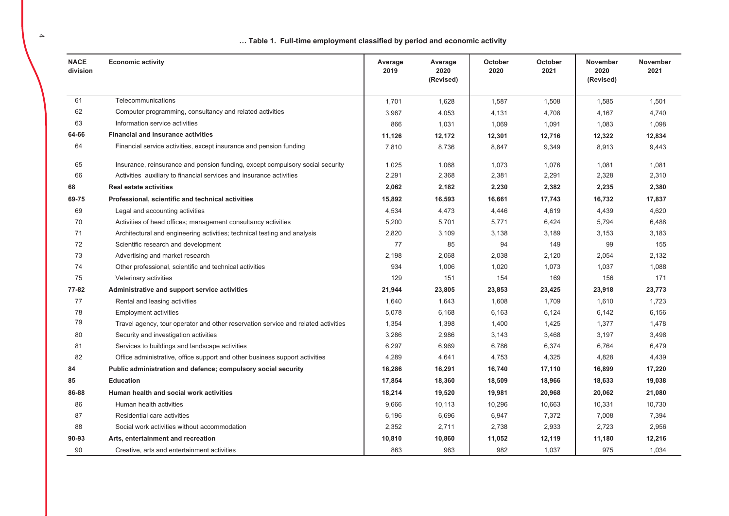**… Table 1. Full-time employment classified by period and economic activity**

| NACE division | Economic activity | Average 2019 | Average 2020 (Revised) | October 2020 | October 2021 | November 2020 (Revised) | November 2021 |
|---|---|---|---|---|---|---|---|
| 61 | Telecommunications | 1,701 | 1,628 | 1,587 | 1,508 | 1,585 | 1,501 |
| 62 | Computer programming, consultancy and related activities | 3,967 | 4,053 | 4,131 | 4,708 | 4,167 | 4,740 |
| 63 | Information service activities | 866 | 1,031 | 1,069 | 1,091 | 1,083 | 1,098 |
| **64-66** | **Financial and insurance activities** | **11,126** | **12,172** | **12,301** | **12,716** | **12,322** | **12,834** |
| 64 | Financial service activities, except insurance and pension funding | 7,810 | 8,736 | 8,847 | 9,349 | 8,913 | 9,443 |
| 65 | Insurance, reinsurance and pension funding, except compulsory social security | 1,025 | 1,068 | 1,073 | 1,076 | 1,081 | 1,081 |
| 66 | Activities auxiliary to financial services and insurance activities | 2,291 | 2,368 | 2,381 | 2,291 | 2,328 | 2,310 |
| **68** | **Real estate activities** | **2,062** | **2,182** | **2,230** | **2,382** | **2,235** | **2,380** |
| **69-75** | **Professional, scientific and technical activities** | **15,892** | **16,593** | **16,661** | **17,743** | **16,732** | **17,837** |
| 69 | Legal and accounting activities | 4,534 | 4,473 | 4,446 | 4,619 | 4,439 | 4,620 |
| 70 | Activities of head offices; management consultancy activities | 5,200 | 5,701 | 5,771 | 6,424 | 5,794 | 6,488 |
| 71 | Architectural and engineering activities; technical testing and analysis | 2,820 | 3,109 | 3,138 | 3,189 | 3,153 | 3,183 |
| 72 | Scientific research and development | 77 | 85 | 94 | 149 | 99 | 155 |
| 73 | Advertising and market research | 2,198 | 2,068 | 2,038 | 2,120 | 2,054 | 2,132 |
| 74 | Other professional, scientific and technical activities | 934 | 1,006 | 1,020 | 1,073 | 1,037 | 1,088 |
| 75 | Veterinary activities | 129 | 151 | 154 | 169 | 156 | 171 |
| **77-82** | **Administrative and support service activities** | **21,944** | **23,805** | **23,853** | **23,425** | **23,918** | **23,773** |
| 77 | Rental and leasing activities | 1,640 | 1,643 | 1,608 | 1,709 | 1,610 | 1,723 |
| 78 | Employment activities | 5,078 | 6,168 | 6,163 | 6,124 | 6,142 | 6,156 |
| 79 | Travel agency, tour operator and other reservation service and related activities | 1,354 | 1,398 | 1,400 | 1,425 | 1,377 | 1,478 |
| 80 | Security and investigation activities | 3,286 | 2,986 | 3,143 | 3,468 | 3,197 | 3,498 |
| 81 | Services to buildings and landscape activities | 6,297 | 6,969 | 6,786 | 6,374 | 6,764 | 6,479 |
| 82 | Office administrative, office support and other business support activities | 4,289 | 4,641 | 4,753 | 4,325 | 4,828 | 4,439 |
| **84** | **Public administration and defence; compulsory social security** | **16,286** | **16,291** | **16,740** | **17,110** | **16,899** | **17,220** |
| **85** | **Education** | **17,854** | **18,360** | **18,509** | **18,966** | **18,633** | **19,038** |
| **86-88** | **Human health and social work activities** | **18,214** | **19,520** | **19,981** | **20,968** | **20,062** | **21,080** |
| 86 | Human health activities | 9,666 | 10,113 | 10,296 | 10,663 | 10,331 | 10,730 |
| 87 | Residential care activities | 6,196 | 6,696 | 6,947 | 7,372 | 7,008 | 7,394 |
| 88 | Social work activities without accommodation | 2,352 | 2,711 | 2,738 | 2,933 | 2,723 | 2,956 |
| **90-93** | **Arts, entertainment and recreation** | **10,810** | **10,860** | **11,052** | **12,119** | **11,180** | **12,216** |
| 90 | Creative, arts and entertainment activities | 863 | 963 | 982 | 1,037 | 975 | 1,034 |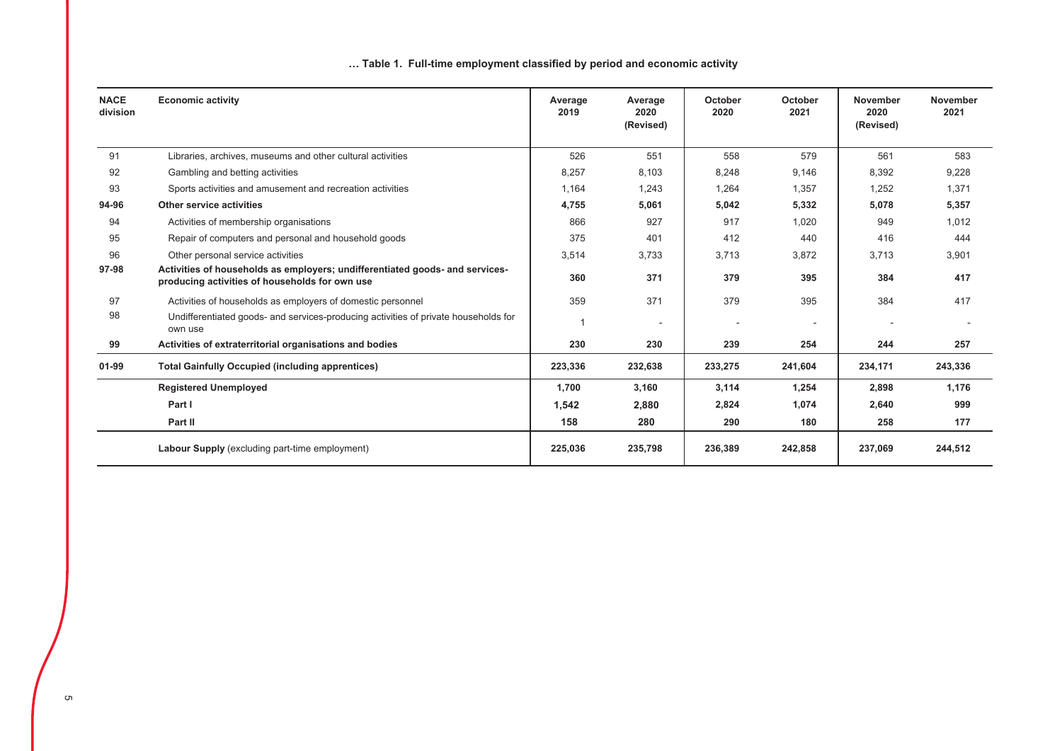**… Table 1. Full-time employment classified by period and economic activity**

| NACE division | Economic activity | Average 2019 | Average 2020 (Revised) | October 2020 | October 2021 | November 2020 (Revised) | November 2021 |
|---|---|---|---|---|---|---|---|
| 91 | Libraries, archives, museums and other cultural activities | 526 | 551 | 558 | 579 | 561 | 583 |
| 92 | Gambling and betting activities | 8,257 | 8,103 | 8,248 | 9,146 | 8,392 | 9,228 |
| 93 | Sports activities and amusement and recreation activities | 1,164 | 1,243 | 1,264 | 1,357 | 1,252 | 1,371 |
| **94-96** | **Other service activities** | **4,755** | **5,061** | **5,042** | **5,332** | **5,078** | **5,357** |
| 94 | Activities of membership organisations | 866 | 927 | 917 | 1,020 | 949 | 1,012 |
| 95 | Repair of computers and personal and household goods | 375 | 401 | 412 | 440 | 416 | 444 |
| 96 | Other personal service activities | 3,514 | 3,733 | 3,713 | 3,872 | 3,713 | 3,901 |
| **97-98** | **Activities of households as employers; undifferentiated goods- and services-producing activities of households for own use** | **360** | **371** | **379** | **395** | **384** | **417** |
| 97 | Activities of households as employers of domestic personnel | 359 | 371 | 379 | 395 | 384 | 417 |
| 98 | Undifferentiated goods- and services-producing activities of private households for own use | 1 | - | - | - | - | - |
| **99** | **Activities of extraterritorial organisations and bodies** | **230** | **230** | **239** | **254** | **244** | **257** |
| **01-99** | **Total Gainfully Occupied (including apprentices)** | **223,336** | **232,638** | **233,275** | **241,604** | **234,171** | **243,336** |
| | **Registered Unemployed** | **1,700** | **3,160** | **3,114** | **1,254** | **2,898** | **1,176** |
| | **Part I** | **1,542** | **2,880** | **2,824** | **1,074** | **2,640** | **999** |
| | **Part II** | **158** | **280** | **290** | **180** | **258** | **177** |
| | **Labour Supply** (excluding part-time employment) | **225,036** | **235,798** | **236,389** | **242,858** | **237,069** | **244,512** |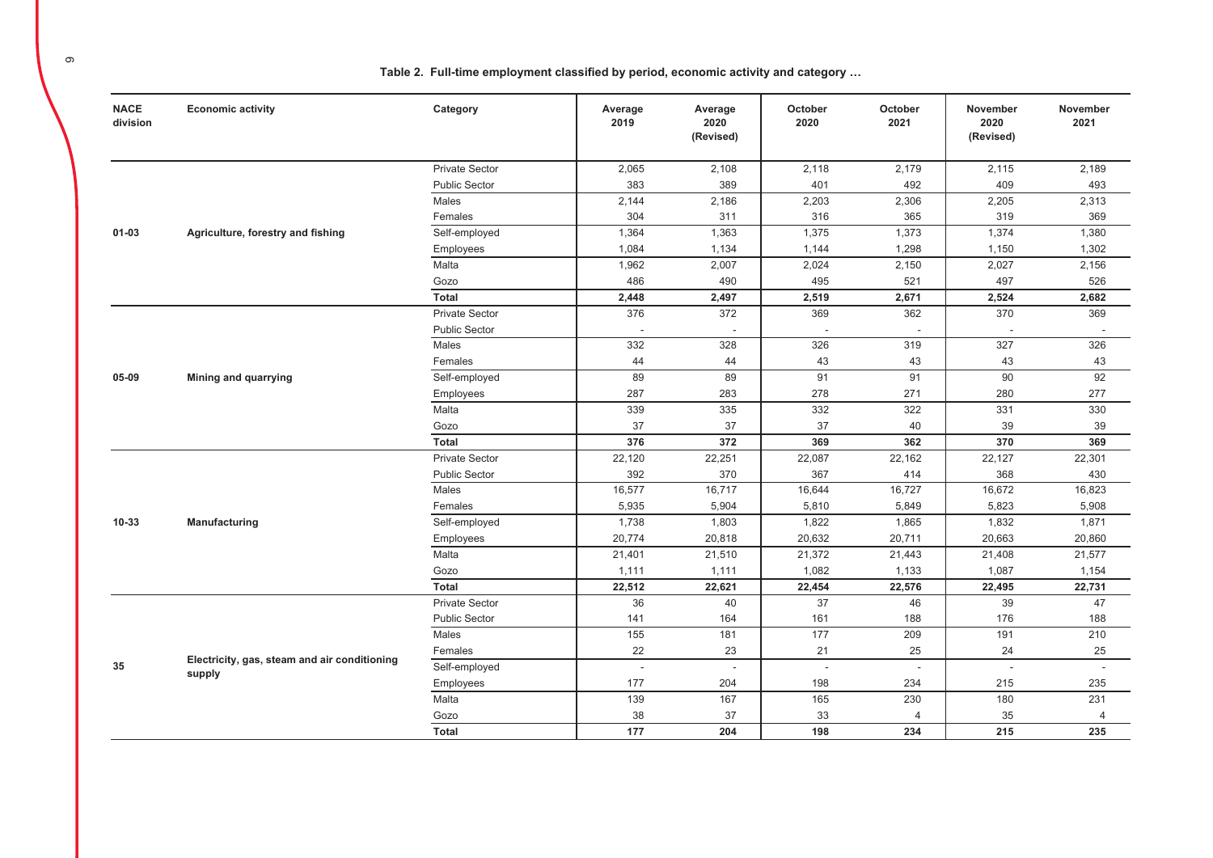**Table 2. Full-time employment classified by period, economic activity and category …**

| NACE division | Economic activity | Category | Average 2019 | Average 2020 (Revised) | October 2020 | October 2021 | November 2020 (Revised) | November 2021 |
|---|---|---|---|---|---|---|---|---|
| 01-03 | Agriculture, forestry and fishing | Private Sector | 2,065 | 2,108 | 2,118 | 2,179 | 2,115 | 2,189 |
| | | Public Sector | 383 | 389 | 401 | 492 | 409 | 493 |
| | | Males | 2,144 | 2,186 | 2,203 | 2,306 | 2,205 | 2,313 |
| | | Females | 304 | 311 | 316 | 365 | 319 | 369 |
| | | Self-employed | 1,364 | 1,363 | 1,375 | 1,373 | 1,374 | 1,380 |
| | | Employees | 1,084 | 1,134 | 1,144 | 1,298 | 1,150 | 1,302 |
| | | Malta | 1,962 | 2,007 | 2,024 | 2,150 | 2,027 | 2,156 |
| | | Gozo | 486 | 490 | 495 | 521 | 497 | 526 |
| | | **Total** | **2,448** | **2,497** | **2,519** | **2,671** | **2,524** | **2,682** |
| 05-09 | Mining and quarrying | Private Sector | 376 | 372 | 369 | 362 | 370 | 369 |
| | | Public Sector | - | - | - | - | - | - |
| | | Males | 332 | 328 | 326 | 319 | 327 | 326 |
| | | Females | 44 | 44 | 43 | 43 | 43 | 43 |
| | | Self-employed | 89 | 89 | 91 | 91 | 90 | 92 |
| | | Employees | 287 | 283 | 278 | 271 | 280 | 277 |
| | | Malta | 339 | 335 | 332 | 322 | 331 | 330 |
| | | Gozo | 37 | 37 | 37 | 40 | 39 | 39 |
| | | **Total** | **376** | **372** | **369** | **362** | **370** | **369** |
| 10-33 | Manufacturing | Private Sector | 22,120 | 22,251 | 22,087 | 22,162 | 22,127 | 22,301 |
| | | Public Sector | 392 | 370 | 367 | 414 | 368 | 430 |
| | | Males | 16,577 | 16,717 | 16,644 | 16,727 | 16,672 | 16,823 |
| | | Females | 5,935 | 5,904 | 5,810 | 5,849 | 5,823 | 5,908 |
| | | Self-employed | 1,738 | 1,803 | 1,822 | 1,865 | 1,832 | 1,871 |
| | | Employees | 20,774 | 20,818 | 20,632 | 20,711 | 20,663 | 20,860 |
| | | Malta | 21,401 | 21,510 | 21,372 | 21,443 | 21,408 | 21,577 |
| | | Gozo | 1,111 | 1,111 | 1,082 | 1,133 | 1,087 | 1,154 |
| | | **Total** | **22,512** | **22,621** | **22,454** | **22,576** | **22,495** | **22,731** |
| 35 | Electricity, gas, steam and air conditioning supply | Private Sector | 36 | 40 | 37 | 46 | 39 | 47 |
| | | Public Sector | 141 | 164 | 161 | 188 | 176 | 188 |
| | | Males | 155 | 181 | 177 | 209 | 191 | 210 |
| | | Females | 22 | 23 | 21 | 25 | 24 | 25 |
| | | Self-employed | - | - | - | - | - | - |
| | | Employees | 177 | 204 | 198 | 234 | 215 | 235 |
| | | Malta | 139 | 167 | 165 | 230 | 180 | 231 |
| | | Gozo | 38 | 37 | 33 | 4 | 35 | 4 |
| | | **Total** | **177** | **204** | **198** | **234** | **215** | **235** |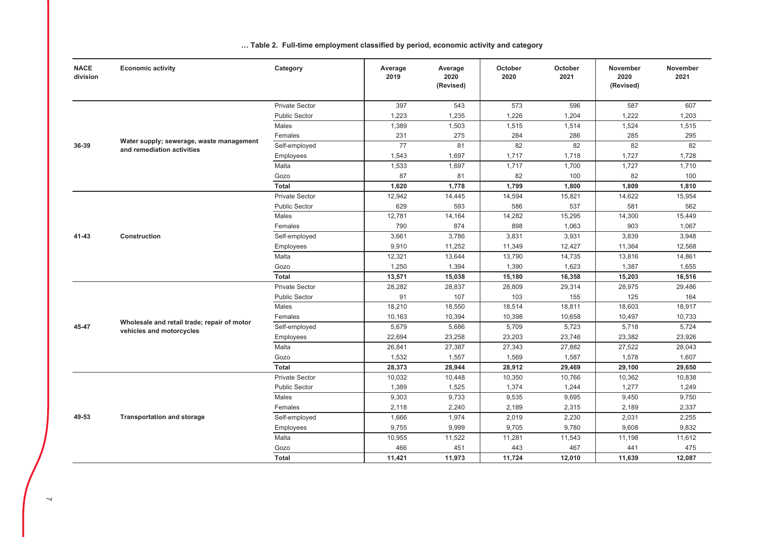**… Table 2. Full-time employment classified by period, economic activity and category**

| NACE division | Economic activity | Category | Average 2019 | Average 2020 (Revised) | October 2020 | October 2021 | November 2020 (Revised) | November 2021 |
|---|---|---|---|---|---|---|---|---|
| 36-39 | Water supply; sewerage, waste management and remediation activities | Private Sector | 397 | 543 | 573 | 596 | 587 | 607 |
| | | Public Sector | 1,223 | 1,235 | 1,226 | 1,204 | 1,222 | 1,203 |
| | | Males | 1,389 | 1,503 | 1,515 | 1,514 | 1,524 | 1,515 |
| | | Females | 231 | 275 | 284 | 286 | 285 | 295 |
| | | Self-employed | 77 | 81 | 82 | 82 | 82 | 82 |
| | | Employees | 1,543 | 1,697 | 1,717 | 1,718 | 1,727 | 1,728 |
| | | Malta | 1,533 | 1,697 | 1,717 | 1,700 | 1,727 | 1,710 |
| | | Gozo | 87 | 81 | 82 | 100 | 82 | 100 |
| | | **Total** | **1,620** | **1,778** | **1,799** | **1,800** | **1,809** | **1,810** |
| 41-43 | Construction | Private Sector | 12,942 | 14,445 | 14,594 | 15,821 | 14,622 | 15,954 |
| | | Public Sector | 629 | 593 | 586 | 537 | 581 | 562 |
| | | Males | 12,781 | 14,164 | 14,282 | 15,295 | 14,300 | 15,449 |
| | | Females | 790 | 874 | 898 | 1,063 | 903 | 1,067 |
| | | Self-employed | 3,661 | 3,786 | 3,831 | 3,931 | 3,839 | 3,948 |
| | | Employees | 9,910 | 11,252 | 11,349 | 12,427 | 11,364 | 12,568 |
| | | Malta | 12,321 | 13,644 | 13,790 | 14,735 | 13,816 | 14,861 |
| | | Gozo | 1,250 | 1,394 | 1,390 | 1,623 | 1,387 | 1,655 |
| | | **Total** | **13,571** | **15,038** | **15,180** | **16,358** | **15,203** | **16,516** |
| 45-47 | Wholesale and retail trade; repair of motor vehicles and motorcycles | Private Sector | 28,282 | 28,837 | 28,809 | 29,314 | 28,975 | 29,486 |
| | | Public Sector | 91 | 107 | 103 | 155 | 125 | 164 |
| | | Males | 18,210 | 18,550 | 18,514 | 18,811 | 18,603 | 18,917 |
| | | Females | 10,163 | 10,394 | 10,398 | 10,658 | 10,497 | 10,733 |
| | | Self-employed | 5,679 | 5,686 | 5,709 | 5,723 | 5,718 | 5,724 |
| | | Employees | 22,694 | 23,258 | 23,203 | 23,746 | 23,382 | 23,926 |
| | | Malta | 26,841 | 27,387 | 27,343 | 27,882 | 27,522 | 28,043 |
| | | Gozo | 1,532 | 1,557 | 1,569 | 1,587 | 1,578 | 1,607 |
| | | **Total** | **28,373** | **28,944** | **28,912** | **29,469** | **29,100** | **29,650** |
| 49-53 | Transportation and storage | Private Sector | 10,032 | 10,448 | 10,350 | 10,766 | 10,362 | 10,838 |
| | | Public Sector | 1,389 | 1,525 | 1,374 | 1,244 | 1,277 | 1,249 |
| | | Males | 9,303 | 9,733 | 9,535 | 9,695 | 9,450 | 9,750 |
| | | Females | 2,118 | 2,240 | 2,189 | 2,315 | 2,189 | 2,337 |
| | | Self-employed | 1,666 | 1,974 | 2,019 | 2,230 | 2,031 | 2,255 |
| | | Employees | 9,755 | 9,999 | 9,705 | 9,780 | 9,608 | 9,832 |
| | | Malta | 10,955 | 11,522 | 11,281 | 11,543 | 11,198 | 11,612 |
| | | Gozo | 466 | 451 | 443 | 467 | 441 | 475 |
| | | **Total** | **11,421** | **11,973** | **11,724** | **12,010** | **11,639** | **12,087** |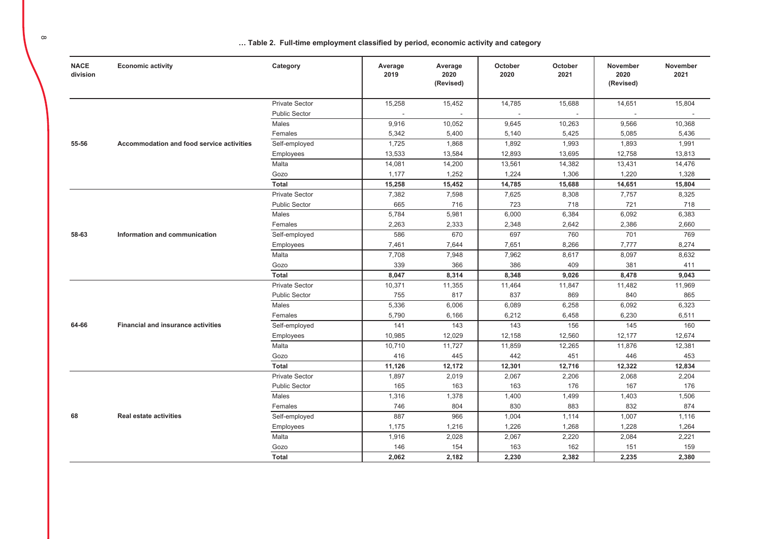**… Table 2. Full-time employment classified by period, economic activity and category**

| NACE division | Economic activity | Category | Average 2019 | Average 2020 (Revised) | October 2020 | October 2021 | November 2020 (Revised) | November 2021 |
|---|---|---|---|---|---|---|---|---|
| 55-56 | Accommodation and food service activities | Private Sector | 15,258 | 15,452 | 14,785 | 15,688 | 14,651 | 15,804 |
| | | Public Sector | - | - | - | - | - | - |
| | | Males | 9,916 | 10,052 | 9,645 | 10,263 | 9,566 | 10,368 |
| | | Females | 5,342 | 5,400 | 5,140 | 5,425 | 5,085 | 5,436 |
| | | Self-employed | 1,725 | 1,868 | 1,892 | 1,993 | 1,893 | 1,991 |
| | | Employees | 13,533 | 13,584 | 12,893 | 13,695 | 12,758 | 13,813 |
| | | Malta | 14,081 | 14,200 | 13,561 | 14,382 | 13,431 | 14,476 |
| | | Gozo | 1,177 | 1,252 | 1,224 | 1,306 | 1,220 | 1,328 |
| | | **Total** | **15,258** | **15,452** | **14,785** | **15,688** | **14,651** | **15,804** |
| 58-63 | Information and communication | Private Sector | 7,382 | 7,598 | 7,625 | 8,308 | 7,757 | 8,325 |
| | | Public Sector | 665 | 716 | 723 | 718 | 721 | 718 |
| | | Males | 5,784 | 5,981 | 6,000 | 6,384 | 6,092 | 6,383 |
| | | Females | 2,263 | 2,333 | 2,348 | 2,642 | 2,386 | 2,660 |
| | | Self-employed | 586 | 670 | 697 | 760 | 701 | 769 |
| | | Employees | 7,461 | 7,644 | 7,651 | 8,266 | 7,777 | 8,274 |
| | | Malta | 7,708 | 7,948 | 7,962 | 8,617 | 8,097 | 8,632 |
| | | Gozo | 339 | 366 | 386 | 409 | 381 | 411 |
| | | **Total** | **8,047** | **8,314** | **8,348** | **9,026** | **8,478** | **9,043** |
| 64-66 | Financial and insurance activities | Private Sector | 10,371 | 11,355 | 11,464 | 11,847 | 11,482 | 11,969 |
| | | Public Sector | 755 | 817 | 837 | 869 | 840 | 865 |
| | | Males | 5,336 | 6,006 | 6,089 | 6,258 | 6,092 | 6,323 |
| | | Females | 5,790 | 6,166 | 6,212 | 6,458 | 6,230 | 6,511 |
| | | Self-employed | 141 | 143 | 143 | 156 | 145 | 160 |
| | | Employees | 10,985 | 12,029 | 12,158 | 12,560 | 12,177 | 12,674 |
| | | Malta | 10,710 | 11,727 | 11,859 | 12,265 | 11,876 | 12,381 |
| | | Gozo | 416 | 445 | 442 | 451 | 446 | 453 |
| | | **Total** | **11,126** | **12,172** | **12,301** | **12,716** | **12,322** | **12,834** |
| 68 | Real estate activities | Private Sector | 1,897 | 2,019 | 2,067 | 2,206 | 2,068 | 2,204 |
| | | Public Sector | 165 | 163 | 163 | 176 | 167 | 176 |
| | | Males | 1,316 | 1,378 | 1,400 | 1,499 | 1,403 | 1,506 |
| | | Females | 746 | 804 | 830 | 883 | 832 | 874 |
| | | Self-employed | 887 | 966 | 1,004 | 1,114 | 1,007 | 1,116 |
| | | Employees | 1,175 | 1,216 | 1,226 | 1,268 | 1,228 | 1,264 |
| | | Malta | 1,916 | 2,028 | 2,067 | 2,220 | 2,084 | 2,221 |
| | | Gozo | 146 | 154 | 163 | 162 | 151 | 159 |
| | | **Total** | **2,062** | **2,182** | **2,230** | **2,382** | **2,235** | **2,380** |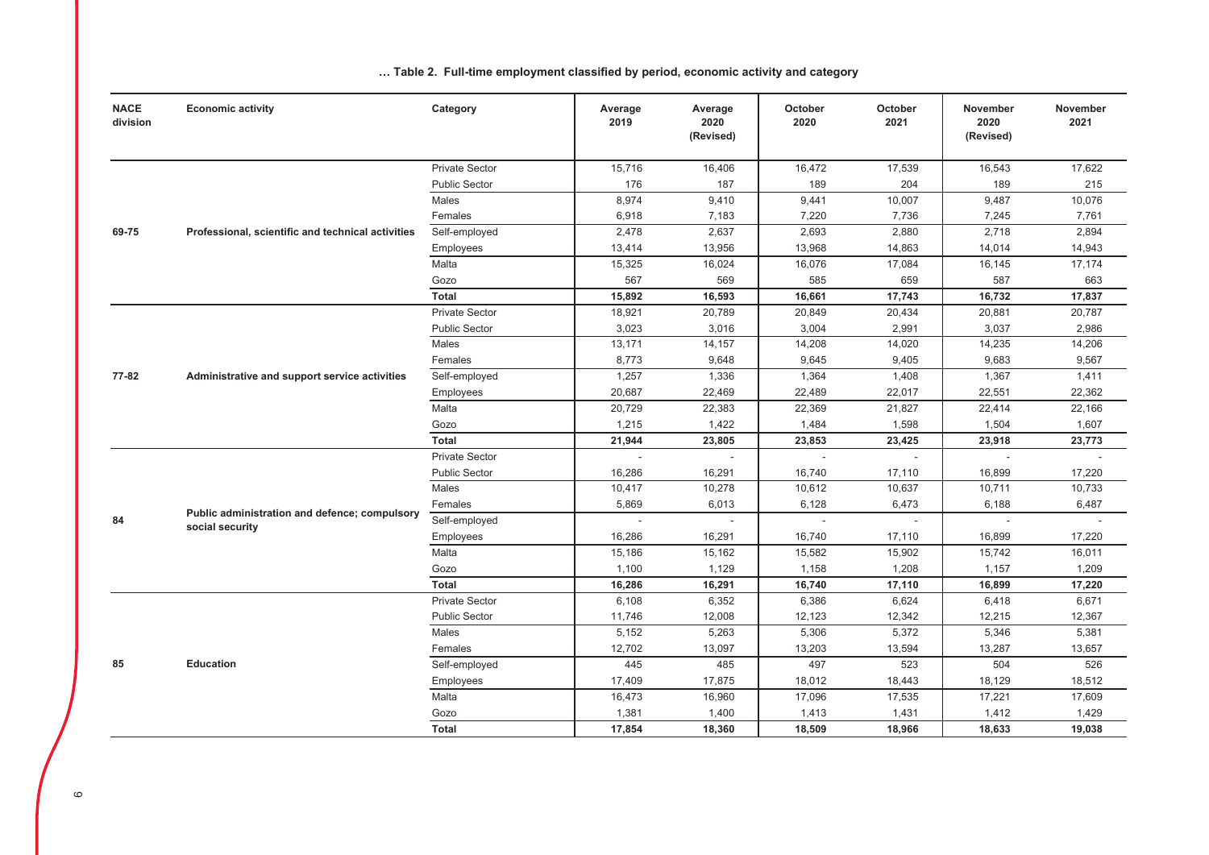**… Table 2. Full-time employment classified by period, economic activity and category**

| NACE division | Economic activity | Category | Average 2019 | Average 2020 (Revised) | October 2020 | October 2021 | November 2020 (Revised) | November 2021 |
|---|---|---|---|---|---|---|---|---|
| 69-75 | Professional, scientific and technical activities | Private Sector | 15,716 | 16,406 | 16,472 | 17,539 | 16,543 | 17,622 |
| | | Public Sector | 176 | 187 | 189 | 204 | 189 | 215 |
| | | Males | 8,974 | 9,410 | 9,441 | 10,007 | 9,487 | 10,076 |
| | | Females | 6,918 | 7,183 | 7,220 | 7,736 | 7,245 | 7,761 |
| | | Self-employed | 2,478 | 2,637 | 2,693 | 2,880 | 2,718 | 2,894 |
| | | Employees | 13,414 | 13,956 | 13,968 | 14,863 | 14,014 | 14,943 |
| | | Malta | 15,325 | 16,024 | 16,076 | 17,084 | 16,145 | 17,174 |
| | | Gozo | 567 | 569 | 585 | 659 | 587 | 663 |
| | | **Total** | **15,892** | **16,593** | **16,661** | **17,743** | **16,732** | **17,837** |
| 77-82 | Administrative and support service activities | Private Sector | 18,921 | 20,789 | 20,849 | 20,434 | 20,881 | 20,787 |
| | | Public Sector | 3,023 | 3,016 | 3,004 | 2,991 | 3,037 | 2,986 |
| | | Males | 13,171 | 14,157 | 14,208 | 14,020 | 14,235 | 14,206 |
| | | Females | 8,773 | 9,648 | 9,645 | 9,405 | 9,683 | 9,567 |
| | | Self-employed | 1,257 | 1,336 | 1,364 | 1,408 | 1,367 | 1,411 |
| | | Employees | 20,687 | 22,469 | 22,489 | 22,017 | 22,551 | 22,362 |
| | | Malta | 20,729 | 22,383 | 22,369 | 21,827 | 22,414 | 22,166 |
| | | Gozo | 1,215 | 1,422 | 1,484 | 1,598 | 1,504 | 1,607 |
| | | **Total** | **21,944** | **23,805** | **23,853** | **23,425** | **23,918** | **23,773** |
| 84 | Public administration and defence; compulsory social security | Private Sector | - | - | - | - | - | - |
| | | Public Sector | 16,286 | 16,291 | 16,740 | 17,110 | 16,899 | 17,220 |
| | | Males | 10,417 | 10,278 | 10,612 | 10,637 | 10,711 | 10,733 |
| | | Females | 5,869 | 6,013 | 6,128 | 6,473 | 6,188 | 6,487 |
| | | Self-employed | - | - | - | - | - | - |
| | | Employees | 16,286 | 16,291 | 16,740 | 17,110 | 16,899 | 17,220 |
| | | Malta | 15,186 | 15,162 | 15,582 | 15,902 | 15,742 | 16,011 |
| | | Gozo | 1,100 | 1,129 | 1,158 | 1,208 | 1,157 | 1,209 |
| | | **Total** | **16,286** | **16,291** | **16,740** | **17,110** | **16,899** | **17,220** |
| 85 | Education | Private Sector | 6,108 | 6,352 | 6,386 | 6,624 | 6,418 | 6,671 |
| | | Public Sector | 11,746 | 12,008 | 12,123 | 12,342 | 12,215 | 12,367 |
| | | Males | 5,152 | 5,263 | 5,306 | 5,372 | 5,346 | 5,381 |
| | | Females | 12,702 | 13,097 | 13,203 | 13,594 | 13,287 | 13,657 |
| | | Self-employed | 445 | 485 | 497 | 523 | 504 | 526 |
| | | Employees | 17,409 | 17,875 | 18,012 | 18,443 | 18,129 | 18,512 |
| | | Malta | 16,473 | 16,960 | 17,096 | 17,535 | 17,221 | 17,609 |
| | | Gozo | 1,381 | 1,400 | 1,413 | 1,431 | 1,412 | 1,429 |
| | | **Total** | **17,854** | **18,360** | **18,509** | **18,966** | **18,633** | **19,038** |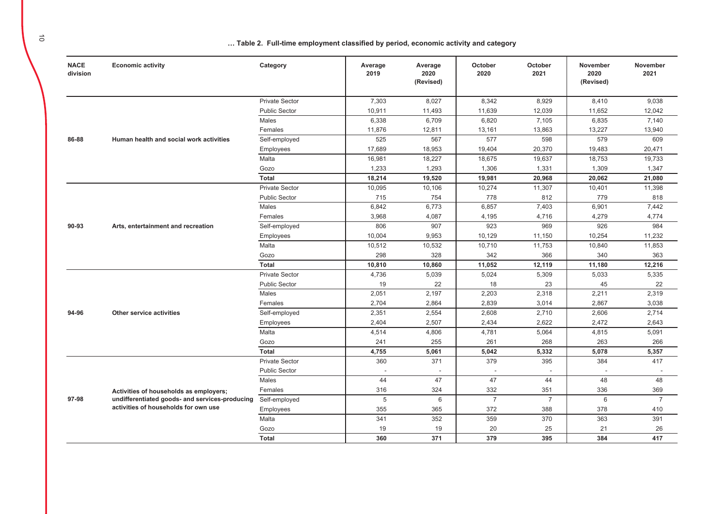**… Table 2. Full-time employment classified by period, economic activity and category**

| NACE division | Economic activity | Category | Average 2019 | Average 2020 (Revised) | October 2020 | October 2021 | November 2020 (Revised) | November 2021 |
|---|---|---|---|---|---|---|---|---|
| 86-88 | Human health and social work activities | Private Sector | 7,303 | 8,027 | 8,342 | 8,929 | 8,410 | 9,038 |
| | | Public Sector | 10,911 | 11,493 | 11,639 | 12,039 | 11,652 | 12,042 |
| | | Males | 6,338 | 6,709 | 6,820 | 7,105 | 6,835 | 7,140 |
| | | Females | 11,876 | 12,811 | 13,161 | 13,863 | 13,227 | 13,940 |
| | | Self-employed | 525 | 567 | 577 | 598 | 579 | 609 |
| | | Employees | 17,689 | 18,953 | 19,404 | 20,370 | 19,483 | 20,471 |
| | | Malta | 16,981 | 18,227 | 18,675 | 19,637 | 18,753 | 19,733 |
| | | Gozo | 1,233 | 1,293 | 1,306 | 1,331 | 1,309 | 1,347 |
| | | **Total** | **18,214** | **19,520** | **19,981** | **20,968** | **20,062** | **21,080** |
| 90-93 | Arts, entertainment and recreation | Private Sector | 10,095 | 10,106 | 10,274 | 11,307 | 10,401 | 11,398 |
| | | Public Sector | 715 | 754 | 778 | 812 | 779 | 818 |
| | | Males | 6,842 | 6,773 | 6,857 | 7,403 | 6,901 | 7,442 |
| | | Females | 3,968 | 4,087 | 4,195 | 4,716 | 4,279 | 4,774 |
| | | Self-employed | 806 | 907 | 923 | 969 | 926 | 984 |
| | | Employees | 10,004 | 9,953 | 10,129 | 11,150 | 10,254 | 11,232 |
| | | Malta | 10,512 | 10,532 | 10,710 | 11,753 | 10,840 | 11,853 |
| | | Gozo | 298 | 328 | 342 | 366 | 340 | 363 |
| | | **Total** | **10,810** | **10,860** | **11,052** | **12,119** | **11,180** | **12,216** |
| 94-96 | Other service activities | Private Sector | 4,736 | 5,039 | 5,024 | 5,309 | 5,033 | 5,335 |
| | | Public Sector | 19 | 22 | 18 | 23 | 45 | 22 |
| | | Males | 2,051 | 2,197 | 2,203 | 2,318 | 2,211 | 2,319 |
| | | Females | 2,704 | 2,864 | 2,839 | 3,014 | 2,867 | 3,038 |
| | | Self-employed | 2,351 | 2,554 | 2,608 | 2,710 | 2,606 | 2,714 |
| | | Employees | 2,404 | 2,507 | 2,434 | 2,622 | 2,472 | 2,643 |
| | | Malta | 4,514 | 4,806 | 4,781 | 5,064 | 4,815 | 5,091 |
| | | Gozo | 241 | 255 | 261 | 268 | 263 | 266 |
| | | **Total** | **4,755** | **5,061** | **5,042** | **5,332** | **5,078** | **5,357** |
| 97-98 | Activities of households as employers; undifferentiated goods- and services-producing activities of households for own use | Private Sector | 360 | 371 | 379 | 395 | 384 | 417 |
| | | Public Sector | - | - | - | - | - | - |
| | | Males | 44 | 47 | 47 | 44 | 48 | 48 |
| | | Females | 316 | 324 | 332 | 351 | 336 | 369 |
| | | Self-employed | 5 | 6 | 7 | 7 | 6 | 7 |
| | | Employees | 355 | 365 | 372 | 388 | 378 | 410 |
| | | Malta | 341 | 352 | 359 | 370 | 363 | 391 |
| | | Gozo | 19 | 19 | 20 | 25 | 21 | 26 |
| | | **Total** | **360** | **371** | **379** | **395** | **384** | **417** |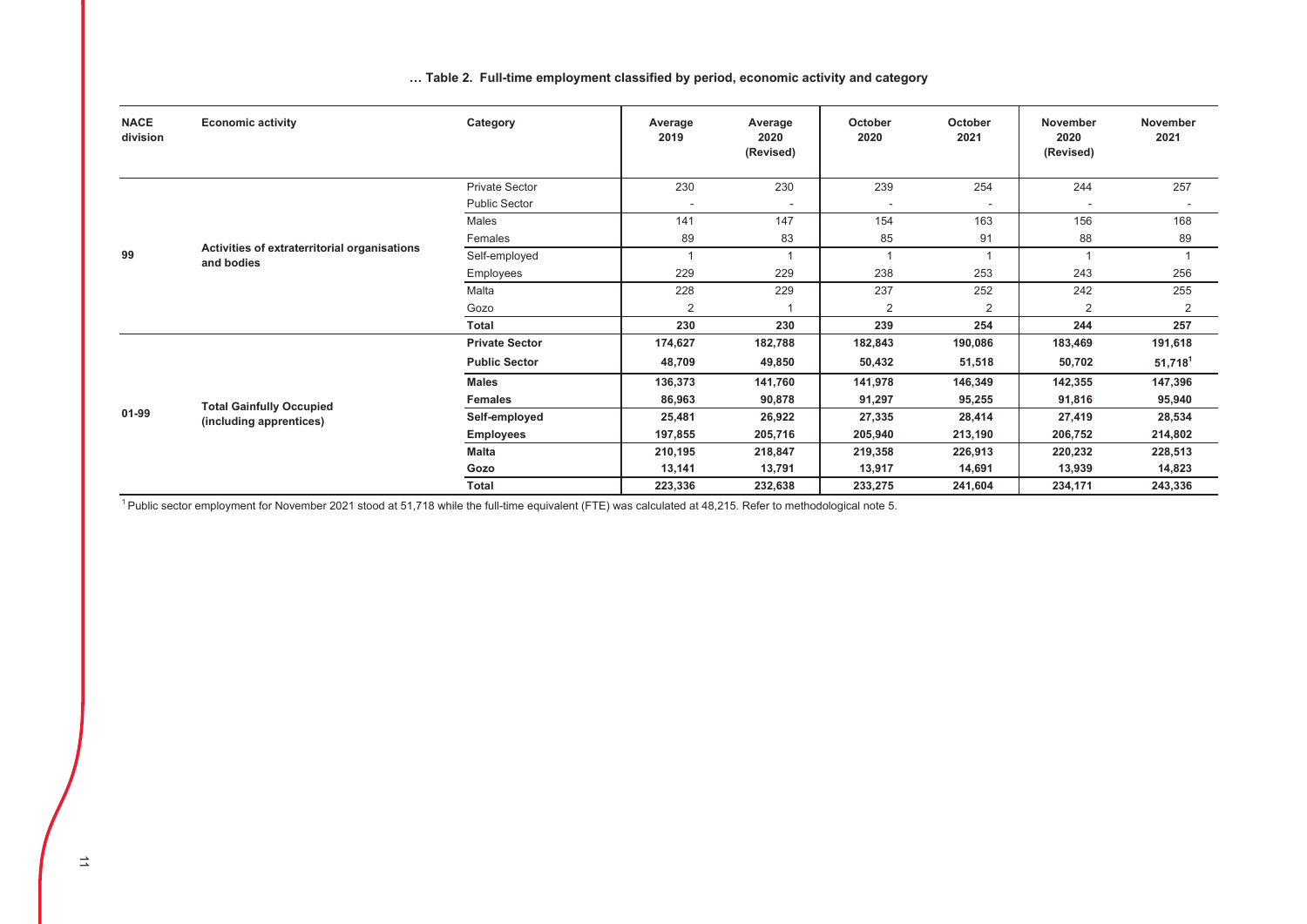**… Table 2. Full-time employment classified by period, economic activity and category**

| NACE division | Economic activity | Category | Average 2019 | Average 2020 (Revised) | October 2020 | October 2021 | November 2020 (Revised) | November 2021 |
|---|---|---|---|---|---|---|---|---|
| 99 | Activities of extraterritorial organisations and bodies | Private Sector | 230 | 230 | 239 | 254 | 244 | 257 |
| | | Public Sector | - | - | - | - | - | - |
| | | Males | 141 | 147 | 154 | 163 | 156 | 168 |
| | | Females | 89 | 83 | 85 | 91 | 88 | 89 |
| | | Self-employed | 1 | 1 | 1 | 1 | 1 | 1 |
| | | Employees | 229 | 229 | 238 | 253 | 243 | 256 |
| | | Malta | 228 | 229 | 237 | 252 | 242 | 255 |
| | | Gozo | 2 | 1 | 2 | 2 | 2 | 2 |
| | | **Total** | **230** | **230** | **239** | **254** | **244** | **257** |
| **01-99** | **Total Gainfully Occupied (including apprentices)** | **Private Sector** | **174,627** | **182,788** | **182,843** | **190,086** | **183,469** | **191,618** |
| | | **Public Sector** | **48,709** | **49,850** | **50,432** | **51,518** | **50,702** | **51,718**[1] |
| | | **Males** | **136,373** | **141,760** | **141,978** | **146,349** | **142,355** | **147,396** |
| | | **Females** | **86,963** | **90,878** | **91,297** | **95,255** | **91,816** | **95,940** |
| | | **Self-employed** | **25,481** | **26,922** | **27,335** | **28,414** | **27,419** | **28,534** |
| | | **Employees** | **197,855** | **205,716** | **205,940** | **213,190** | **206,752** | **214,802** |
| | | **Malta** | **210,195** | **218,847** | **219,358** | **226,913** | **220,232** | **228,513** |
| | | **Gozo** | **13,141** | **13,791** | **13,917** | **14,691** | **13,939** | **14,823** |
| | | **Total** | **223,336** | **232,638** | **233,275** | **241,604** | **234,171** | **243,336** |

[1] Public sector employment for November 2021 stood at 51,718 while the full-time equivalent (FTE) was calculated at 48,215. Refer to methodological note 5.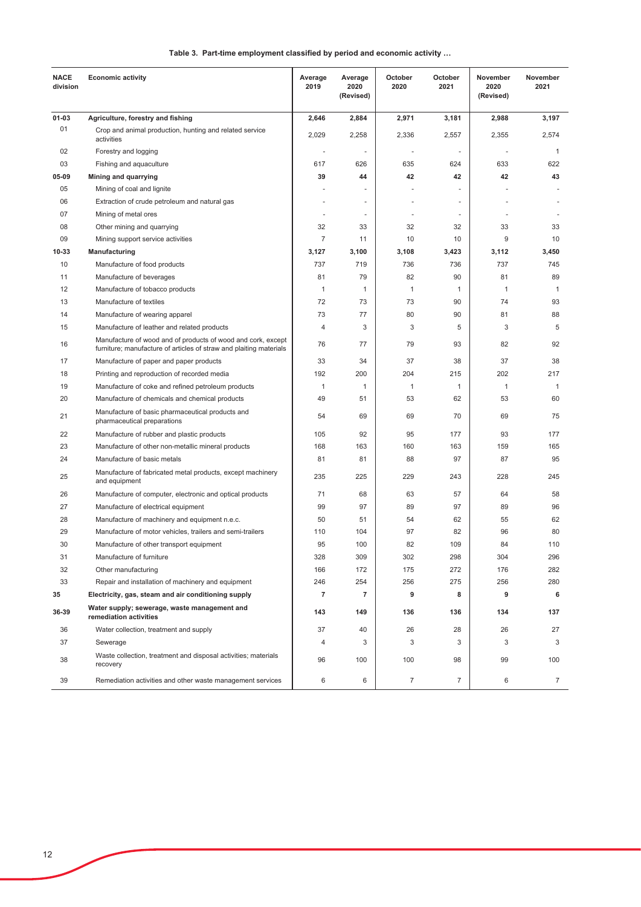**Table 3. Part-time employment classified by period and economic activity …**

| NACE division | Economic activity | Average 2019 | Average 2020 (Revised) | October 2020 | October 2021 | November 2020 (Revised) | November 2021 |
|---|---|---|---|---|---|---|---|
| **01-03** | **Agriculture, forestry and fishing** | **2,646** | **2,884** | **2,971** | **3,181** | **2,988** | **3,197** |
| 01 | Crop and animal production, hunting and related service activities | 2,029 | 2,258 | 2,336 | 2,557 | 2,355 | 2,574 |
| 02 | Forestry and logging | - | - | - | - | - | 1 |
| 03 | Fishing and aquaculture | 617 | 626 | 635 | 624 | 633 | 622 |
| **05-09** | **Mining and quarrying** | **39** | **44** | **42** | **42** | **42** | **43** |
| 05 | Mining of coal and lignite | - | - | - | - | - | - |
| 06 | Extraction of crude petroleum and natural gas | - | - | - | - | - | - |
| 07 | Mining of metal ores | - | - | - | - | - | - |
| 08 | Other mining and quarrying | 32 | 33 | 32 | 32 | 33 | 33 |
| 09 | Mining support service activities | 7 | 11 | 10 | 10 | 9 | 10 |
| **10-33** | **Manufacturing** | **3,127** | **3,100** | **3,108** | **3,423** | **3,112** | **3,450** |
| 10 | Manufacture of food products | 737 | 719 | 736 | 736 | 737 | 745 |
| 11 | Manufacture of beverages | 81 | 79 | 82 | 90 | 81 | 89 |
| 12 | Manufacture of tobacco products | 1 | 1 | 1 | 1 | 1 | 1 |
| 13 | Manufacture of textiles | 72 | 73 | 73 | 90 | 74 | 93 |
| 14 | Manufacture of wearing apparel | 73 | 77 | 80 | 90 | 81 | 88 |
| 15 | Manufacture of leather and related products | 4 | 3 | 3 | 5 | 3 | 5 |
| 16 | Manufacture of wood and of products of wood and cork, except furniture; manufacture of articles of straw and plaiting materials | 76 | 77 | 79 | 93 | 82 | 92 |
| 17 | Manufacture of paper and paper products | 33 | 34 | 37 | 38 | 37 | 38 |
| 18 | Printing and reproduction of recorded media | 192 | 200 | 204 | 215 | 202 | 217 |
| 19 | Manufacture of coke and refined petroleum products | 1 | 1 | 1 | 1 | 1 | 1 |
| 20 | Manufacture of chemicals and chemical products | 49 | 51 | 53 | 62 | 53 | 60 |
| 21 | Manufacture of basic pharmaceutical products and pharmaceutical preparations | 54 | 69 | 69 | 70 | 69 | 75 |
| 22 | Manufacture of rubber and plastic products | 105 | 92 | 95 | 177 | 93 | 177 |
| 23 | Manufacture of other non-metallic mineral products | 168 | 163 | 160 | 163 | 159 | 165 |
| 24 | Manufacture of basic metals | 81 | 81 | 88 | 97 | 87 | 95 |
| 25 | Manufacture of fabricated metal products, except machinery and equipment | 235 | 225 | 229 | 243 | 228 | 245 |
| 26 | Manufacture of computer, electronic and optical products | 71 | 68 | 63 | 57 | 64 | 58 |
| 27 | Manufacture of electrical equipment | 99 | 97 | 89 | 97 | 89 | 96 |
| 28 | Manufacture of machinery and equipment n.e.c. | 50 | 51 | 54 | 62 | 55 | 62 |
| 29 | Manufacture of motor vehicles, trailers and semi-trailers | 110 | 104 | 97 | 82 | 96 | 80 |
| 30 | Manufacture of other transport equipment | 95 | 100 | 82 | 109 | 84 | 110 |
| 31 | Manufacture of furniture | 328 | 309 | 302 | 298 | 304 | 296 |
| 32 | Other manufacturing | 166 | 172 | 175 | 272 | 176 | 282 |
| 33 | Repair and installation of machinery and equipment | 246 | 254 | 256 | 275 | 256 | 280 |
| **35** | **Electricity, gas, steam and air conditioning supply** | **7** | **7** | **9** | **8** | **9** | **6** |
| **36-39** | **Water supply; sewerage, waste management and remediation activities** | **143** | **149** | **136** | **136** | **134** | **137** |
| 36 | Water collection, treatment and supply | 37 | 40 | 26 | 28 | 26 | 27 |
| 37 | Sewerage | 4 | 3 | 3 | 3 | 3 | 3 |
| 38 | Waste collection, treatment and disposal activities; materials recovery | 96 | 100 | 100 | 98 | 99 | 100 |
| 39 | Remediation activities and other waste management services | 6 | 6 | 7 | 7 | 6 | 7 |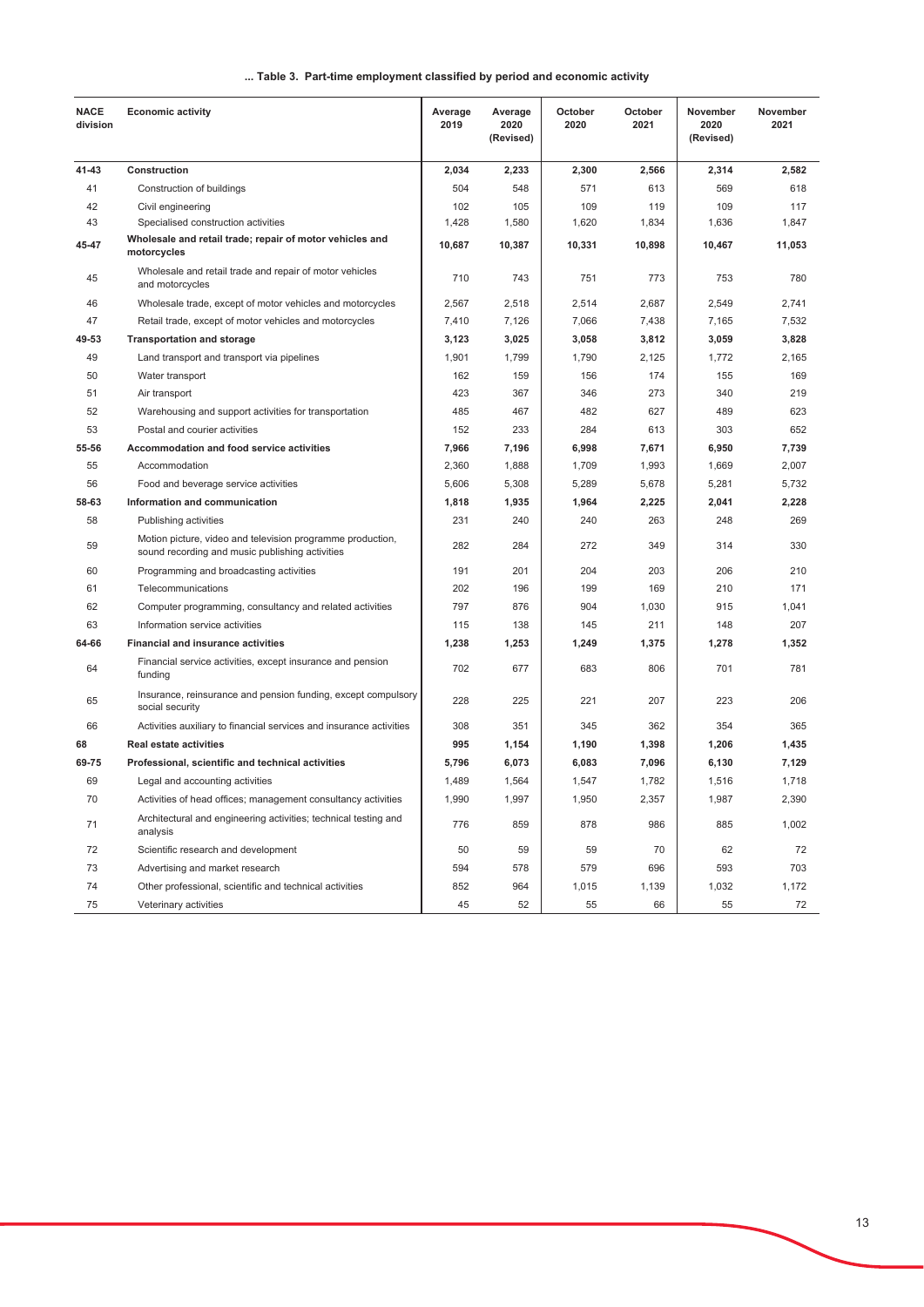**... Table 3. Part-time employment classified by period and economic activity**

| NACE division | Economic activity | Average 2019 | Average 2020 (Revised) | October 2020 | October 2021 | November 2020 (Revised) | November 2021 |
|---|---|---|---|---|---|---|---|
| **41-43** | **Construction** | **2,034** | **2,233** | **2,300** | **2,566** | **2,314** | **2,582** |
| 41 | Construction of buildings | 504 | 548 | 571 | 613 | 569 | 618 |
| 42 | Civil engineering | 102 | 105 | 109 | 119 | 109 | 117 |
| 43 | Specialised construction activities | 1,428 | 1,580 | 1,620 | 1,834 | 1,636 | 1,847 |
| **45-47** | **Wholesale and retail trade; repair of motor vehicles and motorcycles** | **10,687** | **10,387** | **10,331** | **10,898** | **10,467** | **11,053** |
| 45 | Wholesale and retail trade and repair of motor vehicles and motorcycles | 710 | 743 | 751 | 773 | 753 | 780 |
| 46 | Wholesale trade, except of motor vehicles and motorcycles | 2,567 | 2,518 | 2,514 | 2,687 | 2,549 | 2,741 |
| 47 | Retail trade, except of motor vehicles and motorcycles | 7,410 | 7,126 | 7,066 | 7,438 | 7,165 | 7,532 |
| **49-53** | **Transportation and storage** | **3,123** | **3,025** | **3,058** | **3,812** | **3,059** | **3,828** |
| 49 | Land transport and transport via pipelines | 1,901 | 1,799 | 1,790 | 2,125 | 1,772 | 2,165 |
| 50 | Water transport | 162 | 159 | 156 | 174 | 155 | 169 |
| 51 | Air transport | 423 | 367 | 346 | 273 | 340 | 219 |
| 52 | Warehousing and support activities for transportation | 485 | 467 | 482 | 627 | 489 | 623 |
| 53 | Postal and courier activities | 152 | 233 | 284 | 613 | 303 | 652 |
| **55-56** | **Accommodation and food service activities** | **7,966** | **7,196** | **6,998** | **7,671** | **6,950** | **7,739** |
| 55 | Accommodation | 2,360 | 1,888 | 1,709 | 1,993 | 1,669 | 2,007 |
| 56 | Food and beverage service activities | 5,606 | 5,308 | 5,289 | 5,678 | 5,281 | 5,732 |
| **58-63** | **Information and communication** | **1,818** | **1,935** | **1,964** | **2,225** | **2,041** | **2,228** |
| 58 | Publishing activities | 231 | 240 | 240 | 263 | 248 | 269 |
| 59 | Motion picture, video and television programme production, sound recording and music publishing activities | 282 | 284 | 272 | 349 | 314 | 330 |
| 60 | Programming and broadcasting activities | 191 | 201 | 204 | 203 | 206 | 210 |
| 61 | Telecommunications | 202 | 196 | 199 | 169 | 210 | 171 |
| 62 | Computer programming, consultancy and related activities | 797 | 876 | 904 | 1,030 | 915 | 1,041 |
| 63 | Information service activities | 115 | 138 | 145 | 211 | 148 | 207 |
| **64-66** | **Financial and insurance activities** | **1,238** | **1,253** | **1,249** | **1,375** | **1,278** | **1,352** |
| 64 | Financial service activities, except insurance and pension funding | 702 | 677 | 683 | 806 | 701 | 781 |
| 65 | Insurance, reinsurance and pension funding, except compulsory social security | 228 | 225 | 221 | 207 | 223 | 206 |
| 66 | Activities auxiliary to financial services and insurance activities | 308 | 351 | 345 | 362 | 354 | 365 |
| **68** | **Real estate activities** | **995** | **1,154** | **1,190** | **1,398** | **1,206** | **1,435** |
| **69-75** | **Professional, scientific and technical activities** | **5,796** | **6,073** | **6,083** | **7,096** | **6,130** | **7,129** |
| 69 | Legal and accounting activities | 1,489 | 1,564 | 1,547 | 1,782 | 1,516 | 1,718 |
| 70 | Activities of head offices; management consultancy activities | 1,990 | 1,997 | 1,950 | 2,357 | 1,987 | 2,390 |
| 71 | Architectural and engineering activities; technical testing and analysis | 776 | 859 | 878 | 986 | 885 | 1,002 |
| 72 | Scientific research and development | 50 | 59 | 59 | 70 | 62 | 72 |
| 73 | Advertising and market research | 594 | 578 | 579 | 696 | 593 | 703 |
| 74 | Other professional, scientific and technical activities | 852 | 964 | 1,015 | 1,139 | 1,032 | 1,172 |
| 75 | Veterinary activities | 45 | 52 | 55 | 66 | 55 | 72 |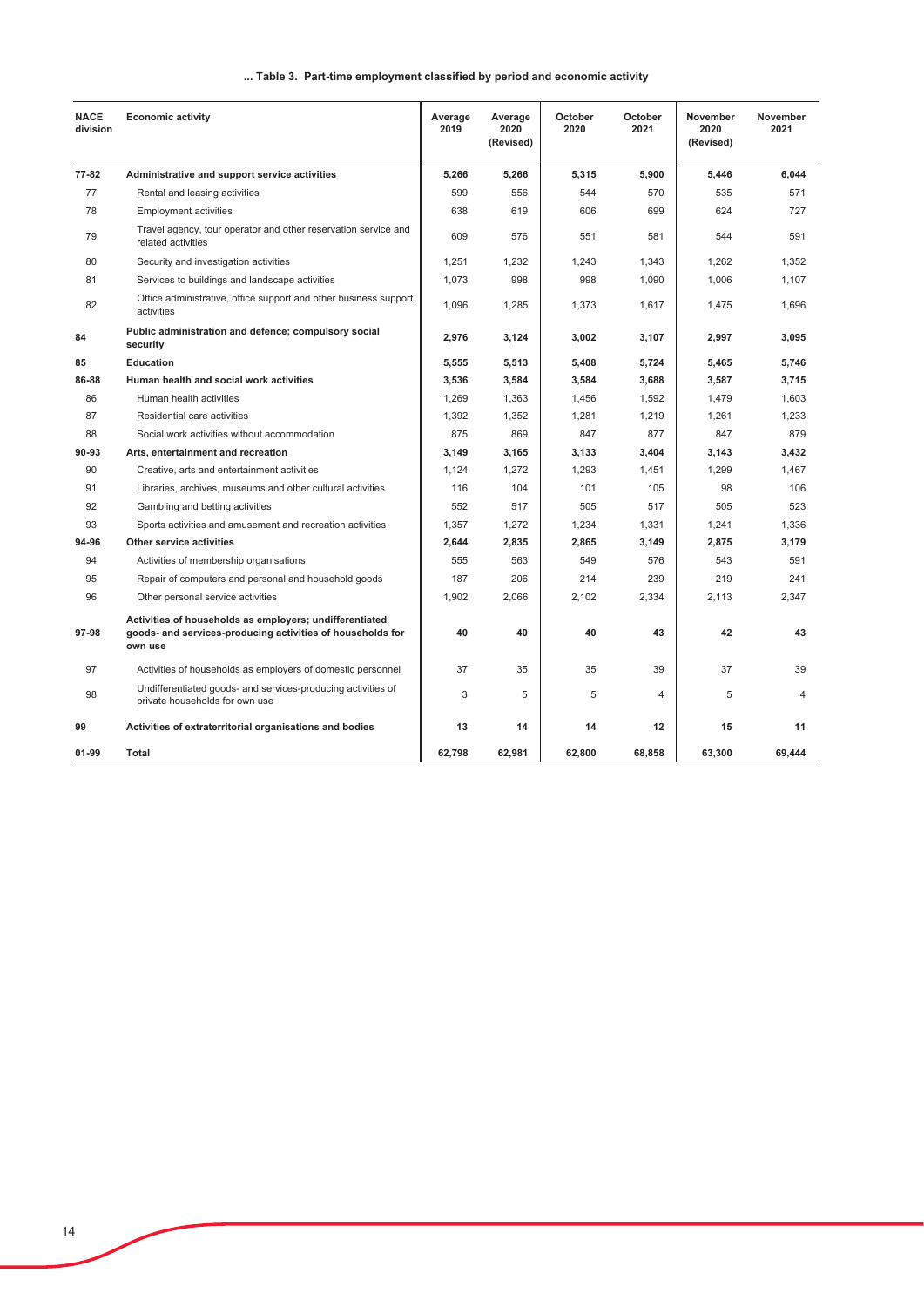**... Table 3. Part-time employment classified by period and economic activity**

| NACE division | Economic activity | Average 2019 | Average 2020 (Revised) | October 2020 | October 2021 | November 2020 (Revised) | November 2021 |
|---|---|---|---|---|---|---|---|
| **77-82** | **Administrative and support service activities** | **5,266** | **5,266** | **5,315** | **5,900** | **5,446** | **6,044** |
| 77 | Rental and leasing activities | 599 | 556 | 544 | 570 | 535 | 571 |
| 78 | Employment activities | 638 | 619 | 606 | 699 | 624 | 727 |
| 79 | Travel agency, tour operator and other reservation service and related activities | 609 | 576 | 551 | 581 | 544 | 591 |
| 80 | Security and investigation activities | 1,251 | 1,232 | 1,243 | 1,343 | 1,262 | 1,352 |
| 81 | Services to buildings and landscape activities | 1,073 | 998 | 998 | 1,090 | 1,006 | 1,107 |
| 82 | Office administrative, office support and other business support activities | 1,096 | 1,285 | 1,373 | 1,617 | 1,475 | 1,696 |
| **84** | **Public administration and defence; compulsory social security** | **2,976** | **3,124** | **3,002** | **3,107** | **2,997** | **3,095** |
| **85** | **Education** | **5,555** | **5,513** | **5,408** | **5,724** | **5,465** | **5,746** |
| **86-88** | **Human health and social work activities** | **3,536** | **3,584** | **3,584** | **3,688** | **3,587** | **3,715** |
| 86 | Human health activities | 1,269 | 1,363 | 1,456 | 1,592 | 1,479 | 1,603 |
| 87 | Residential care activities | 1,392 | 1,352 | 1,281 | 1,219 | 1,261 | 1,233 |
| 88 | Social work activities without accommodation | 875 | 869 | 847 | 877 | 847 | 879 |
| **90-93** | **Arts, entertainment and recreation** | **3,149** | **3,165** | **3,133** | **3,404** | **3,143** | **3,432** |
| 90 | Creative, arts and entertainment activities | 1,124 | 1,272 | 1,293 | 1,451 | 1,299 | 1,467 |
| 91 | Libraries, archives, museums and other cultural activities | 116 | 104 | 101 | 105 | 98 | 106 |
| 92 | Gambling and betting activities | 552 | 517 | 505 | 517 | 505 | 523 |
| 93 | Sports activities and amusement and recreation activities | 1,357 | 1,272 | 1,234 | 1,331 | 1,241 | 1,336 |
| **94-96** | **Other service activities** | **2,644** | **2,835** | **2,865** | **3,149** | **2,875** | **3,179** |
| 94 | Activities of membership organisations | 555 | 563 | 549 | 576 | 543 | 591 |
| 95 | Repair of computers and personal and household goods | 187 | 206 | 214 | 239 | 219 | 241 |
| 96 | Other personal service activities | 1,902 | 2,066 | 2,102 | 2,334 | 2,113 | 2,347 |
| **97-98** | **Activities of households as employers; undifferentiated goods- and services-producing activities of households for own use** | **40** | **40** | **40** | **43** | **42** | **43** |
| 97 | Activities of households as employers of domestic personnel | 37 | 35 | 35 | 39 | 37 | 39 |
| 98 | Undifferentiated goods- and services-producing activities of private households for own use | 3 | 5 | 5 | 4 | 5 | 4 |
| **99** | **Activities of extraterritorial organisations and bodies** | **13** | **14** | **14** | **12** | **15** | **11** |
| **01-99** | **Total** | **62,798** | **62,981** | **62,800** | **68,858** | **63,300** | **69,444** |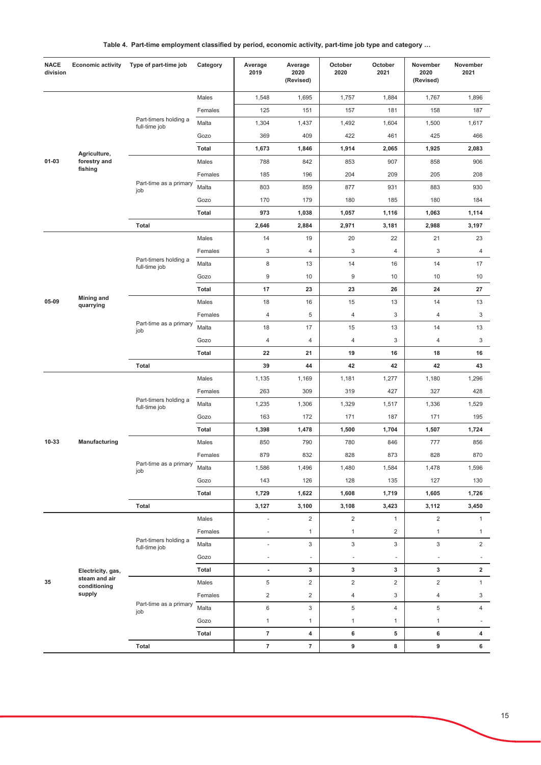**Table 4. Part-time employment classified by period, economic activity, part-time job type and category …**

| NACE division | Economic activity | Type of part-time job | Category | Average 2019 | Average 2020 (Revised) | October 2020 | October 2021 | November 2020 (Revised) | November 2021 |
|---|---|---|---|---|---|---|---|---|---|
| 01-03 | Agriculture, forestry and fishing | Part-timers holding a full-time job | Males | 1,548 | 1,695 | 1,757 | 1,884 | 1,767 | 1,896 |
| | | | Females | 125 | 151 | 157 | 181 | 158 | 187 |
| | | | Malta | 1,304 | 1,437 | 1,492 | 1,604 | 1,500 | 1,617 |
| | | | Gozo | 369 | 409 | 422 | 461 | 425 | 466 |
| | | | **Total** | **1,673** | **1,846** | **1,914** | **2,065** | **1,925** | **2,083** |
| | | Part-time as a primary job | Males | 788 | 842 | 853 | 907 | 858 | 906 |
| | | | Females | 185 | 196 | 204 | 209 | 205 | 208 |
| | | | Malta | 803 | 859 | 877 | 931 | 883 | 930 |
| | | | Gozo | 170 | 179 | 180 | 185 | 180 | 184 |
| | | | **Total** | **973** | **1,038** | **1,057** | **1,116** | **1,063** | **1,114** |
| | | **Total** | | **2,646** | **2,884** | **2,971** | **3,181** | **2,988** | **3,197** |
| 05-09 | Mining and quarrying | Part-timers holding a full-time job | Males | 14 | 19 | 20 | 22 | 21 | 23 |
| | | | Females | 3 | 4 | 3 | 4 | 3 | 4 |
| | | | Malta | 8 | 13 | 14 | 16 | 14 | 17 |
| | | | Gozo | 9 | 10 | 9 | 10 | 10 | 10 |
| | | | **Total** | **17** | **23** | **23** | **26** | **24** | **27** |
| | | Part-time as a primary job | Males | 18 | 16 | 15 | 13 | 14 | 13 |
| | | | Females | 4 | 5 | 4 | 3 | 4 | 3 |
| | | | Malta | 18 | 17 | 15 | 13 | 14 | 13 |
| | | | Gozo | 4 | 4 | 4 | 3 | 4 | 3 |
| | | | **Total** | **22** | **21** | **19** | **16** | **18** | **16** |
| | | **Total** | | **39** | **44** | **42** | **42** | **42** | **43** |
| 10-33 | Manufacturing | Part-timers holding a full-time job | Males | 1,135 | 1,169 | 1,181 | 1,277 | 1,180 | 1,296 |
| | | | Females | 263 | 309 | 319 | 427 | 327 | 428 |
| | | | Malta | 1,235 | 1,306 | 1,329 | 1,517 | 1,336 | 1,529 |
| | | | Gozo | 163 | 172 | 171 | 187 | 171 | 195 |
| | | | **Total** | **1,398** | **1,478** | **1,500** | **1,704** | **1,507** | **1,724** |
| | | Part-time as a primary job | Males | 850 | 790 | 780 | 846 | 777 | 856 |
| | | | Females | 879 | 832 | 828 | 873 | 828 | 870 |
| | | | Malta | 1,586 | 1,496 | 1,480 | 1,584 | 1,478 | 1,596 |
| | | | Gozo | 143 | 126 | 128 | 135 | 127 | 130 |
| | | | **Total** | **1,729** | **1,622** | **1,608** | **1,719** | **1,605** | **1,726** |
| | | **Total** | | **3,127** | **3,100** | **3,108** | **3,423** | **3,112** | **3,450** |
| 35 | Electricity, gas, steam and air conditioning supply | Part-timers holding a full-time job | Males | - | 2 | 2 | 1 | 2 | 1 |
| | | | Females | - | 1 | 1 | 2 | 1 | 1 |
| | | | Malta | - | 3 | 3 | 3 | 3 | 2 |
| | | | Gozo | - | - | - | - | - | - |
| | | | **Total** | **-** | **3** | **3** | **3** | **3** | **2** |
| | | Part-time as a primary job | Males | 5 | 2 | 2 | 2 | 2 | 1 |
| | | | Females | 2 | 2 | 4 | 3 | 4 | 3 |
| | | | Malta | 6 | 3 | 5 | 4 | 5 | 4 |
| | | | Gozo | 1 | 1 | 1 | 1 | 1 | - |
| | | | **Total** | **7** | **4** | **6** | **5** | **6** | **4** |
| | | **Total** | | **7** | **7** | **9** | **8** | **9** | **6** |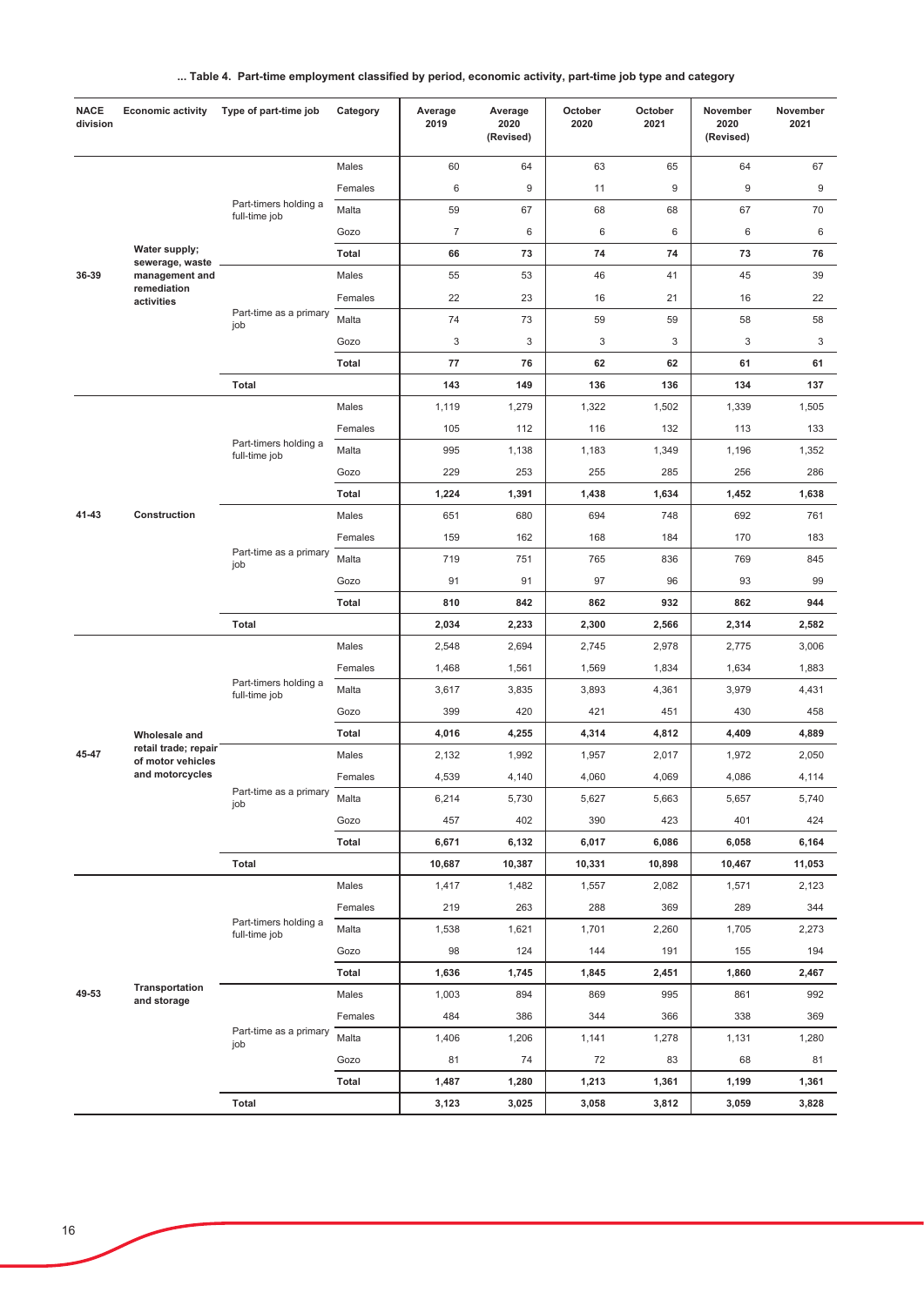**... Table 4. Part-time employment classified by period, economic activity, part-time job type and category**

| NACE division | Economic activity | Type of part-time job | Category | Average 2019 | Average 2020 (Revised) | October 2020 | October 2021 | November 2020 (Revised) | November 2021 |
|---|---|---|---|---|---|---|---|---|---|
| 36-39 | Water supply; sewerage, waste management and remediation activities | Part-timers holding a full-time job | Males | 60 | 64 | 63 | 65 | 64 | 67 |
| | | | Females | 6 | 9 | 11 | 9 | 9 | 9 |
| | | | Malta | 59 | 67 | 68 | 68 | 67 | 70 |
| | | | Gozo | 7 | 6 | 6 | 6 | 6 | 6 |
| | | | **Total** | **66** | **73** | **74** | **74** | **73** | **76** |
| | | Part-time as a primary job | Males | 55 | 53 | 46 | 41 | 45 | 39 |
| | | | Females | 22 | 23 | 16 | 21 | 16 | 22 |
| | | | Malta | 74 | 73 | 59 | 59 | 58 | 58 |
| | | | Gozo | 3 | 3 | 3 | 3 | 3 | 3 |
| | | | **Total** | **77** | **76** | **62** | **62** | **61** | **61** |
| | | **Total** | | **143** | **149** | **136** | **136** | **134** | **137** |
| 41-43 | Construction | Part-timers holding a full-time job | Males | 1,119 | 1,279 | 1,322 | 1,502 | 1,339 | 1,505 |
| | | | Females | 105 | 112 | 116 | 132 | 113 | 133 |
| | | | Malta | 995 | 1,138 | 1,183 | 1,349 | 1,196 | 1,352 |
| | | | Gozo | 229 | 253 | 255 | 285 | 256 | 286 |
| | | | **Total** | **1,224** | **1,391** | **1,438** | **1,634** | **1,452** | **1,638** |
| | | Part-time as a primary job | Males | 651 | 680 | 694 | 748 | 692 | 761 |
| | | | Females | 159 | 162 | 168 | 184 | 170 | 183 |
| | | | Malta | 719 | 751 | 765 | 836 | 769 | 845 |
| | | | Gozo | 91 | 91 | 97 | 96 | 93 | 99 |
| | | | **Total** | **810** | **842** | **862** | **932** | **862** | **944** |
| | | **Total** | | **2,034** | **2,233** | **2,300** | **2,566** | **2,314** | **2,582** |
| 45-47 | Wholesale and retail trade; repair of motor vehicles and motorcycles | Part-timers holding a full-time job | Males | 2,548 | 2,694 | 2,745 | 2,978 | 2,775 | 3,006 |
| | | | Females | 1,468 | 1,561 | 1,569 | 1,834 | 1,634 | 1,883 |
| | | | Malta | 3,617 | 3,835 | 3,893 | 4,361 | 3,979 | 4,431 |
| | | | Gozo | 399 | 420 | 421 | 451 | 430 | 458 |
| | | | **Total** | **4,016** | **4,255** | **4,314** | **4,812** | **4,409** | **4,889** |
| | | Part-time as a primary job | Males | 2,132 | 1,992 | 1,957 | 2,017 | 1,972 | 2,050 |
| | | | Females | 4,539 | 4,140 | 4,060 | 4,069 | 4,086 | 4,114 |
| | | | Malta | 6,214 | 5,730 | 5,627 | 5,663 | 5,657 | 5,740 |
| | | | Gozo | 457 | 402 | 390 | 423 | 401 | 424 |
| | | | **Total** | **6,671** | **6,132** | **6,017** | **6,086** | **6,058** | **6,164** |
| | | **Total** | | **10,687** | **10,387** | **10,331** | **10,898** | **10,467** | **11,053** |
| 49-53 | Transportation and storage | Part-timers holding a full-time job | Males | 1,417 | 1,482 | 1,557 | 2,082 | 1,571 | 2,123 |
| | | | Females | 219 | 263 | 288 | 369 | 289 | 344 |
| | | | Malta | 1,538 | 1,621 | 1,701 | 2,260 | 1,705 | 2,273 |
| | | | Gozo | 98 | 124 | 144 | 191 | 155 | 194 |
| | | | **Total** | **1,636** | **1,745** | **1,845** | **2,451** | **1,860** | **2,467** |
| | | Part-time as a primary job | Males | 1,003 | 894 | 869 | 995 | 861 | 992 |
| | | | Females | 484 | 386 | 344 | 366 | 338 | 369 |
| | | | Malta | 1,406 | 1,206 | 1,141 | 1,278 | 1,131 | 1,280 |
| | | | Gozo | 81 | 74 | 72 | 83 | 68 | 81 |
| | | | **Total** | **1,487** | **1,280** | **1,213** | **1,361** | **1,199** | **1,361** |
| | | **Total** | | **3,123** | **3,025** | **3,058** | **3,812** | **3,059** | **3,828** |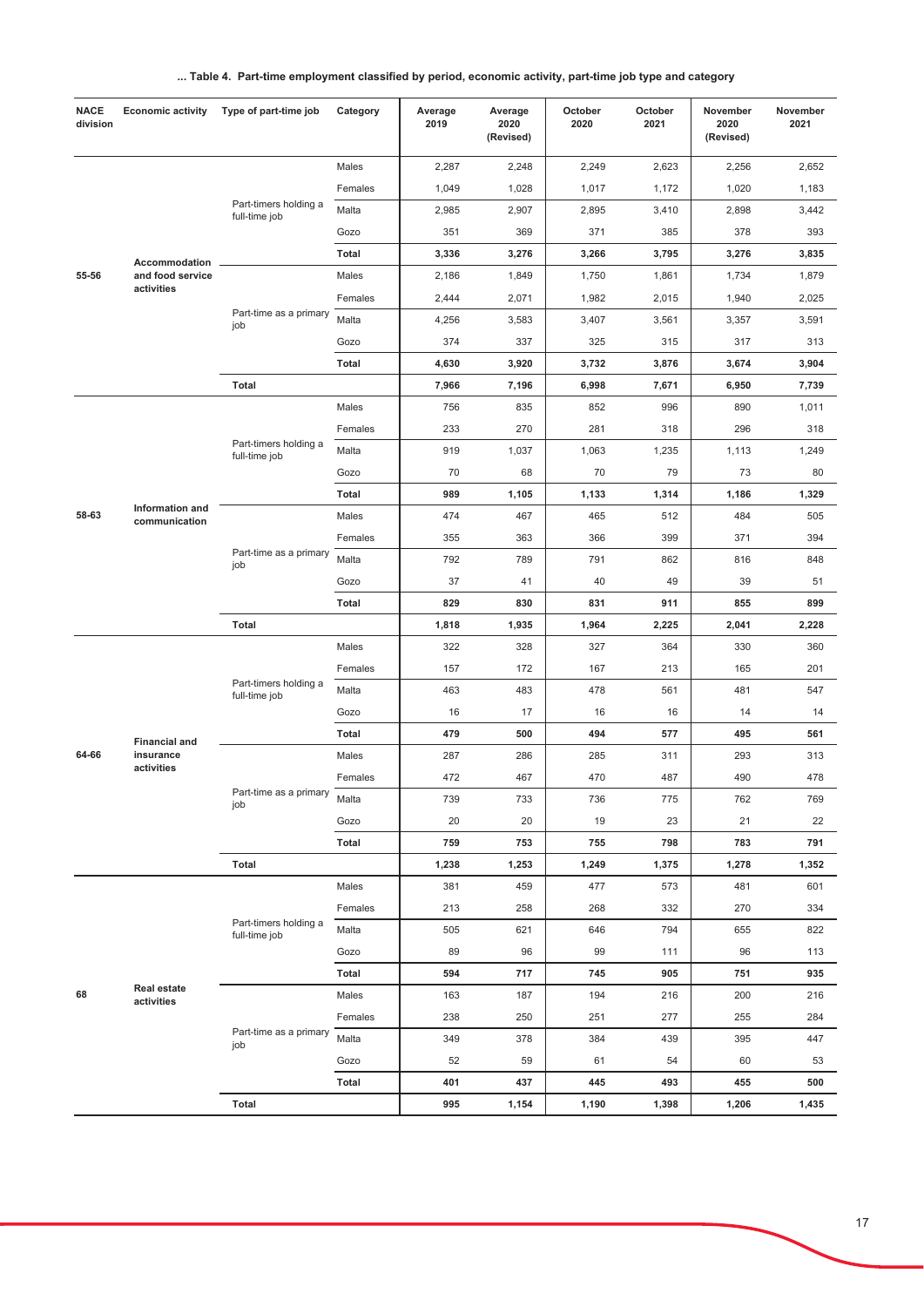**... Table 4. Part-time employment classified by period, economic activity, part-time job type and category**

| NACE division | Economic activity | Type of part-time job | Category | Average 2019 | Average 2020 (Revised) | October 2020 | October 2021 | November 2020 (Revised) | November 2021 |
|---|---|---|---|---|---|---|---|---|---|
| 55-56 | Accommodation and food service activities | Part-timers holding a full-time job | Males | 2,287 | 2,248 | 2,249 | 2,623 | 2,256 | 2,652 |
| | | | Females | 1,049 | 1,028 | 1,017 | 1,172 | 1,020 | 1,183 |
| | | | Malta | 2,985 | 2,907 | 2,895 | 3,410 | 2,898 | 3,442 |
| | | | Gozo | 351 | 369 | 371 | 385 | 378 | 393 |
| | | | **Total** | **3,336** | **3,276** | **3,266** | **3,795** | **3,276** | **3,835** |
| | | Part-time as a primary job | Males | 2,186 | 1,849 | 1,750 | 1,861 | 1,734 | 1,879 |
| | | | Females | 2,444 | 2,071 | 1,982 | 2,015 | 1,940 | 2,025 |
| | | | Malta | 4,256 | 3,583 | 3,407 | 3,561 | 3,357 | 3,591 |
| | | | Gozo | 374 | 337 | 325 | 315 | 317 | 313 |
| | | | **Total** | **4,630** | **3,920** | **3,732** | **3,876** | **3,674** | **3,904** |
| | | **Total** | | **7,966** | **7,196** | **6,998** | **7,671** | **6,950** | **7,739** |
| 58-63 | Information and communication | Part-timers holding a full-time job | Males | 756 | 835 | 852 | 996 | 890 | 1,011 |
| | | | Females | 233 | 270 | 281 | 318 | 296 | 318 |
| | | | Malta | 919 | 1,037 | 1,063 | 1,235 | 1,113 | 1,249 |
| | | | Gozo | 70 | 68 | 70 | 79 | 73 | 80 |
| | | | **Total** | **989** | **1,105** | **1,133** | **1,314** | **1,186** | **1,329** |
| | | Part-time as a primary job | Males | 474 | 467 | 465 | 512 | 484 | 505 |
| | | | Females | 355 | 363 | 366 | 399 | 371 | 394 |
| | | | Malta | 792 | 789 | 791 | 862 | 816 | 848 |
| | | | Gozo | 37 | 41 | 40 | 49 | 39 | 51 |
| | | | **Total** | **829** | **830** | **831** | **911** | **855** | **899** |
| | | **Total** | | **1,818** | **1,935** | **1,964** | **2,225** | **2,041** | **2,228** |
| 64-66 | Financial and insurance activities | Part-timers holding a full-time job | Males | 322 | 328 | 327 | 364 | 330 | 360 |
| | | | Females | 157 | 172 | 167 | 213 | 165 | 201 |
| | | | Malta | 463 | 483 | 478 | 561 | 481 | 547 |
| | | | Gozo | 16 | 17 | 16 | 16 | 14 | 14 |
| | | | **Total** | **479** | **500** | **494** | **577** | **495** | **561** |
| | | Part-time as a primary job | Males | 287 | 286 | 285 | 311 | 293 | 313 |
| | | | Females | 472 | 467 | 470 | 487 | 490 | 478 |
| | | | Malta | 739 | 733 | 736 | 775 | 762 | 769 |
| | | | Gozo | 20 | 20 | 19 | 23 | 21 | 22 |
| | | | **Total** | **759** | **753** | **755** | **798** | **783** | **791** |
| | | **Total** | | **1,238** | **1,253** | **1,249** | **1,375** | **1,278** | **1,352** |
| 68 | Real estate activities | Part-timers holding a full-time job | Males | 381 | 459 | 477 | 573 | 481 | 601 |
| | | | Females | 213 | 258 | 268 | 332 | 270 | 334 |
| | | | Malta | 505 | 621 | 646 | 794 | 655 | 822 |
| | | | Gozo | 89 | 96 | 99 | 111 | 96 | 113 |
| | | | **Total** | **594** | **717** | **745** | **905** | **751** | **935** |
| | | Part-time as a primary job | Males | 163 | 187 | 194 | 216 | 200 | 216 |
| | | | Females | 238 | 250 | 251 | 277 | 255 | 284 |
| | | | Malta | 349 | 378 | 384 | 439 | 395 | 447 |
| | | | Gozo | 52 | 59 | 61 | 54 | 60 | 53 |
| | | | **Total** | **401** | **437** | **445** | **493** | **455** | **500** |
| | | **Total** | | **995** | **1,154** | **1,190** | **1,398** | **1,206** | **1,435** |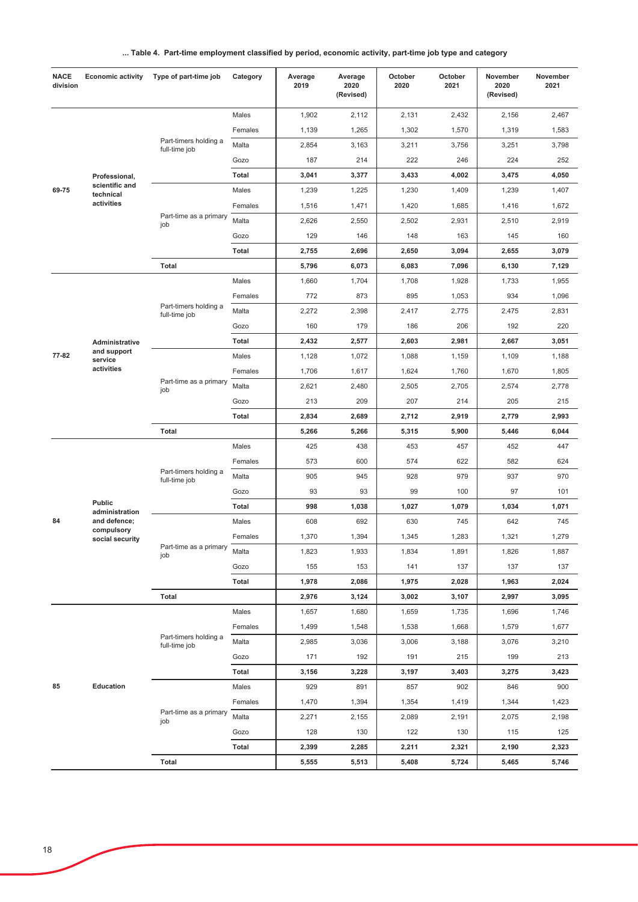**... Table 4. Part-time employment classified by period, economic activity, part-time job type and category**

| NACE division | Economic activity | Type of part-time job | Category | Average 2019 | Average 2020 (Revised) | October 2020 | October 2021 | November 2020 (Revised) | November 2021 |
|---|---|---|---|---|---|---|---|---|---|
| 69-75 | Professional, scientific and technical activities | Part-timers holding a full-time job | Males | 1,902 | 2,112 | 2,131 | 2,432 | 2,156 | 2,467 |
| | | | Females | 1,139 | 1,265 | 1,302 | 1,570 | 1,319 | 1,583 |
| | | | Malta | 2,854 | 3,163 | 3,211 | 3,756 | 3,251 | 3,798 |
| | | | Gozo | 187 | 214 | 222 | 246 | 224 | 252 |
| | | | **Total** | **3,041** | **3,377** | **3,433** | **4,002** | **3,475** | **4,050** |
| | | Part-time as a primary job | Males | 1,239 | 1,225 | 1,230 | 1,409 | 1,239 | 1,407 |
| | | | Females | 1,516 | 1,471 | 1,420 | 1,685 | 1,416 | 1,672 |
| | | | Malta | 2,626 | 2,550 | 2,502 | 2,931 | 2,510 | 2,919 |
| | | | Gozo | 129 | 146 | 148 | 163 | 145 | 160 |
| | | | **Total** | **2,755** | **2,696** | **2,650** | **3,094** | **2,655** | **3,079** |
| | | **Total** | | **5,796** | **6,073** | **6,083** | **7,096** | **6,130** | **7,129** |
| 77-82 | Administrative and support service activities | Part-timers holding a full-time job | Males | 1,660 | 1,704 | 1,708 | 1,928 | 1,733 | 1,955 |
| | | | Females | 772 | 873 | 895 | 1,053 | 934 | 1,096 |
| | | | Malta | 2,272 | 2,398 | 2,417 | 2,775 | 2,475 | 2,831 |
| | | | Gozo | 160 | 179 | 186 | 206 | 192 | 220 |
| | | | **Total** | **2,432** | **2,577** | **2,603** | **2,981** | **2,667** | **3,051** |
| | | Part-time as a primary job | Males | 1,128 | 1,072 | 1,088 | 1,159 | 1,109 | 1,188 |
| | | | Females | 1,706 | 1,617 | 1,624 | 1,760 | 1,670 | 1,805 |
| | | | Malta | 2,621 | 2,480 | 2,505 | 2,705 | 2,574 | 2,778 |
| | | | Gozo | 213 | 209 | 207 | 214 | 205 | 215 |
| | | | **Total** | **2,834** | **2,689** | **2,712** | **2,919** | **2,779** | **2,993** |
| | | **Total** | | **5,266** | **5,266** | **5,315** | **5,900** | **5,446** | **6,044** |
| 84 | Public administration and defence; compulsory social security | Part-timers holding a full-time job | Males | 425 | 438 | 453 | 457 | 452 | 447 |
| | | | Females | 573 | 600 | 574 | 622 | 582 | 624 |
| | | | Malta | 905 | 945 | 928 | 979 | 937 | 970 |
| | | | Gozo | 93 | 93 | 99 | 100 | 97 | 101 |
| | | | **Total** | **998** | **1,038** | **1,027** | **1,079** | **1,034** | **1,071** |
| | | Part-time as a primary job | Males | 608 | 692 | 630 | 745 | 642 | 745 |
| | | | Females | 1,370 | 1,394 | 1,345 | 1,283 | 1,321 | 1,279 |
| | | | Malta | 1,823 | 1,933 | 1,834 | 1,891 | 1,826 | 1,887 |
| | | | Gozo | 155 | 153 | 141 | 137 | 137 | 137 |
| | | | **Total** | **1,978** | **2,086** | **1,975** | **2,028** | **1,963** | **2,024** |
| | | **Total** | | **2,976** | **3,124** | **3,002** | **3,107** | **2,997** | **3,095** |
| 85 | Education | Part-timers holding a full-time job | Males | 1,657 | 1,680 | 1,659 | 1,735 | 1,696 | 1,746 |
| | | | Females | 1,499 | 1,548 | 1,538 | 1,668 | 1,579 | 1,677 |
| | | | Malta | 2,985 | 3,036 | 3,006 | 3,188 | 3,076 | 3,210 |
| | | | Gozo | 171 | 192 | 191 | 215 | 199 | 213 |
| | | | **Total** | **3,156** | **3,228** | **3,197** | **3,403** | **3,275** | **3,423** |
| | | Part-time as a primary job | Males | 929 | 891 | 857 | 902 | 846 | 900 |
| | | | Females | 1,470 | 1,394 | 1,354 | 1,419 | 1,344 | 1,423 |
| | | | Malta | 2,271 | 2,155 | 2,089 | 2,191 | 2,075 | 2,198 |
| | | | Gozo | 128 | 130 | 122 | 130 | 115 | 125 |
| | | | **Total** | **2,399** | **2,285** | **2,211** | **2,321** | **2,190** | **2,323** |
| | | **Total** | | **5,555** | **5,513** | **5,408** | **5,724** | **5,465** | **5,746** |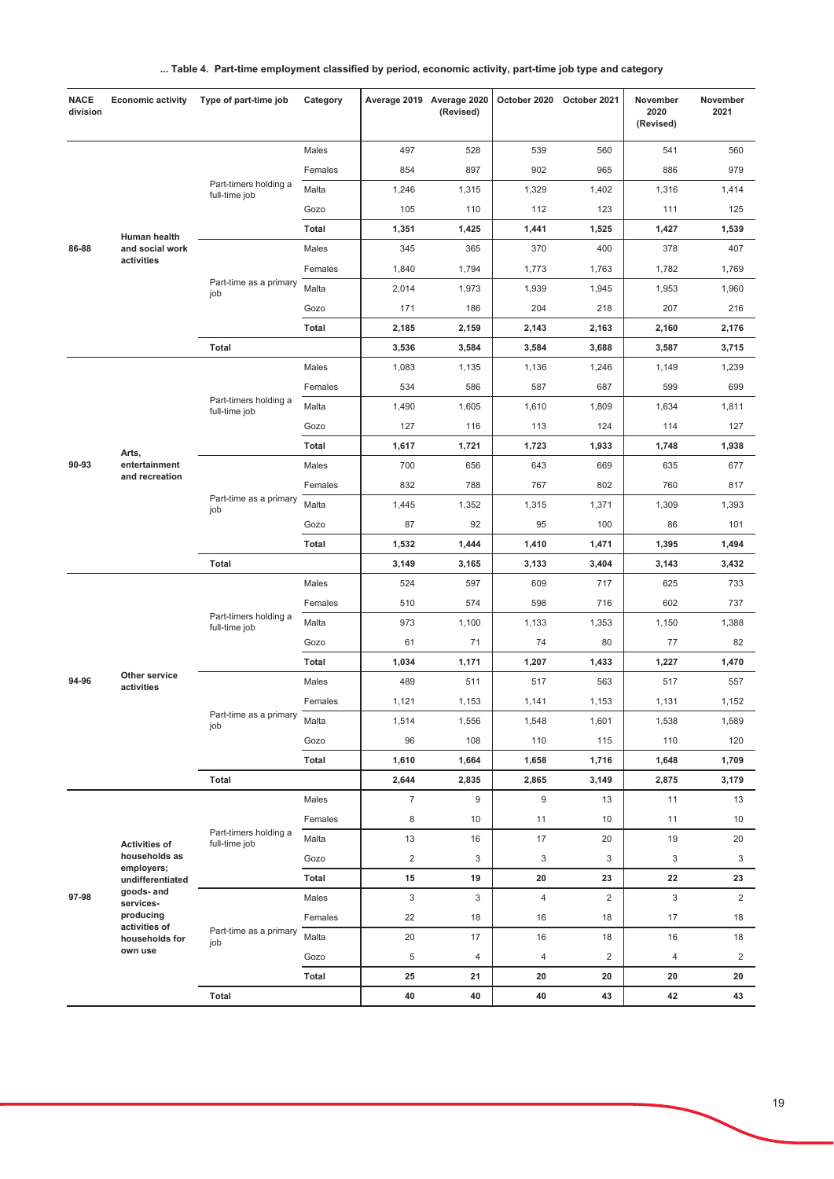**... Table 4. Part-time employment classified by period, economic activity, part-time job type and category**

| NACE division | Economic activity | Type of part-time job | Category | Average 2019 | Average 2020 (Revised) | October 2020 | October 2021 | November 2020 (Revised) | November 2021 |
|---|---|---|---|---|---|---|---|---|---|
| 86-88 | Human health and social work activities | Part-timers holding a full-time job | Males | 497 | 528 | 539 | 560 | 541 | 560 |
| | | | Females | 854 | 897 | 902 | 965 | 886 | 979 |
| | | | Malta | 1,246 | 1,315 | 1,329 | 1,402 | 1,316 | 1,414 |
| | | | Gozo | 105 | 110 | 112 | 123 | 111 | 125 |
| | | | **Total** | **1,351** | **1,425** | **1,441** | **1,525** | **1,427** | **1,539** |
| | | Part-time as a primary job | Males | 345 | 365 | 370 | 400 | 378 | 407 |
| | | | Females | 1,840 | 1,794 | 1,773 | 1,763 | 1,782 | 1,769 |
| | | | Malta | 2,014 | 1,973 | 1,939 | 1,945 | 1,953 | 1,960 |
| | | | Gozo | 171 | 186 | 204 | 218 | 207 | 216 |
| | | | **Total** | **2,185** | **2,159** | **2,143** | **2,163** | **2,160** | **2,176** |
| | | **Total** | | **3,536** | **3,584** | **3,584** | **3,688** | **3,587** | **3,715** |
| 90-93 | Arts, entertainment and recreation | Part-timers holding a full-time job | Males | 1,083 | 1,135 | 1,136 | 1,246 | 1,149 | 1,239 |
| | | | Females | 534 | 586 | 587 | 687 | 599 | 699 |
| | | | Malta | 1,490 | 1,605 | 1,610 | 1,809 | 1,634 | 1,811 |
| | | | Gozo | 127 | 116 | 113 | 124 | 114 | 127 |
| | | | **Total** | **1,617** | **1,721** | **1,723** | **1,933** | **1,748** | **1,938** |
| | | Part-time as a primary job | Males | 700 | 656 | 643 | 669 | 635 | 677 |
| | | | Females | 832 | 788 | 767 | 802 | 760 | 817 |
| | | | Malta | 1,445 | 1,352 | 1,315 | 1,371 | 1,309 | 1,393 |
| | | | Gozo | 87 | 92 | 95 | 100 | 86 | 101 |
| | | | **Total** | **1,532** | **1,444** | **1,410** | **1,471** | **1,395** | **1,494** |
| | | **Total** | | **3,149** | **3,165** | **3,133** | **3,404** | **3,143** | **3,432** |
| 94-96 | Other service activities | Part-timers holding a full-time job | Males | 524 | 597 | 609 | 717 | 625 | 733 |
| | | | Females | 510 | 574 | 598 | 716 | 602 | 737 |
| | | | Malta | 973 | 1,100 | 1,133 | 1,353 | 1,150 | 1,388 |
| | | | Gozo | 61 | 71 | 74 | 80 | 77 | 82 |
| | | | **Total** | **1,034** | **1,171** | **1,207** | **1,433** | **1,227** | **1,470** |
| | | Part-time as a primary job | Males | 489 | 511 | 517 | 563 | 517 | 557 |
| | | | Females | 1,121 | 1,153 | 1,141 | 1,153 | 1,131 | 1,152 |
| | | | Malta | 1,514 | 1,556 | 1,548 | 1,601 | 1,538 | 1,589 |
| | | | Gozo | 96 | 108 | 110 | 115 | 110 | 120 |
| | | | **Total** | **1,610** | **1,664** | **1,658** | **1,716** | **1,648** | **1,709** |
| | | **Total** | | **2,644** | **2,835** | **2,865** | **3,149** | **2,875** | **3,179** |
| 97-98 | Activities of households as employers; undifferentiated goods- and services-producing activities of households for own use | Part-timers holding a full-time job | Males | 7 | 9 | 9 | 13 | 11 | 13 |
| | | | Females | 8 | 10 | 11 | 10 | 11 | 10 |
| | | | Malta | 13 | 16 | 17 | 20 | 19 | 20 |
| | | | Gozo | 2 | 3 | 3 | 3 | 3 | 3 |
| | | | **Total** | **15** | **19** | **20** | **23** | **22** | **23** |
| | | Part-time as a primary job | Males | 3 | 3 | 4 | 2 | 3 | 2 |
| | | | Females | 22 | 18 | 16 | 18 | 17 | 18 |
| | | | Malta | 20 | 17 | 16 | 18 | 16 | 18 |
| | | | Gozo | 5 | 4 | 4 | 2 | 4 | 2 |
| | | | **Total** | **25** | **21** | **20** | **20** | **20** | **20** |
| | | **Total** | | **40** | **40** | **40** | **43** | **42** | **43** |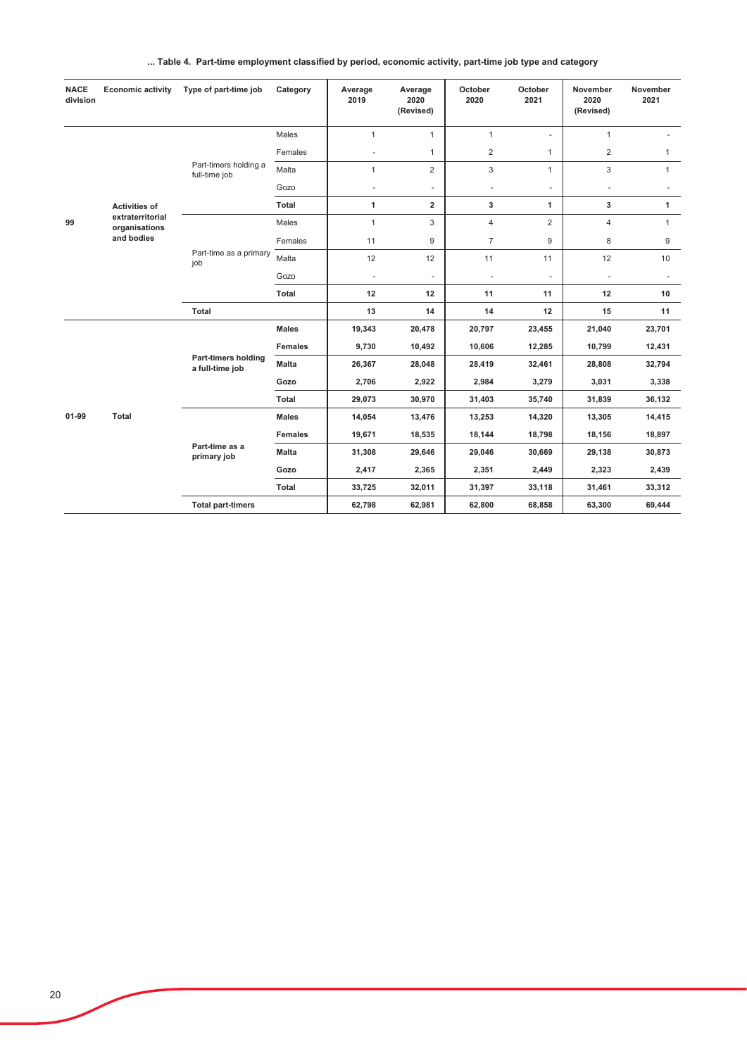**... Table 4. Part-time employment classified by period, economic activity, part-time job type and category**

| NACE division | Economic activity | Type of part-time job | Category | Average 2019 | Average 2020 (Revised) | October 2020 | October 2021 | November 2020 (Revised) | November 2021 |
|---|---|---|---|---|---|---|---|---|---|
| 99 | Activities of extraterritorial organisations and bodies | Part-timers holding a full-time job | Males | 1 | 1 | 1 | - | 1 | - |
| | | | Females | - | 1 | 2 | 1 | 2 | 1 |
| | | | Malta | 1 | 2 | 3 | 1 | 3 | 1 |
| | | | Gozo | - | - | - | - | - | - |
| | | | **Total** | **1** | **2** | **3** | **1** | **3** | **1** |
| | | Part-time as a primary job | Males | 1 | 3 | 4 | 2 | 4 | 1 |
| | | | Females | 11 | 9 | 7 | 9 | 8 | 9 |
| | | | Malta | 12 | 12 | 11 | 11 | 12 | 10 |
| | | | Gozo | - | - | - | - | - | - |
| | | | **Total** | **12** | **12** | **11** | **11** | **12** | **10** |
| | | **Total** | | **13** | **14** | **14** | **12** | **15** | **11** |
| **01-99** | **Total** | **Part-timers holding a full-time job** | **Males** | **19,343** | **20,478** | **20,797** | **23,455** | **21,040** | **23,701** |
| | | | **Females** | **9,730** | **10,492** | **10,606** | **12,285** | **10,799** | **12,431** |
| | | | **Malta** | **26,367** | **28,048** | **28,419** | **32,461** | **28,808** | **32,794** |
| | | | **Gozo** | **2,706** | **2,922** | **2,984** | **3,279** | **3,031** | **3,338** |
| | | | **Total** | **29,073** | **30,970** | **31,403** | **35,740** | **31,839** | **36,132** |
| | | **Part-time as a primary job** | **Males** | **14,054** | **13,476** | **13,253** | **14,320** | **13,305** | **14,415** |
| | | | **Females** | **19,671** | **18,535** | **18,144** | **18,798** | **18,156** | **18,897** |
| | | | **Malta** | **31,308** | **29,646** | **29,046** | **30,669** | **29,138** | **30,873** |
| | | | **Gozo** | **2,417** | **2,365** | **2,351** | **2,449** | **2,323** | **2,439** |
| | | | **Total** | **33,725** | **32,011** | **31,397** | **33,118** | **31,461** | **33,312** |
| | | **Total part-timers** | | **62,798** | **62,981** | **62,800** | **68,858** | **63,300** | **69,444** |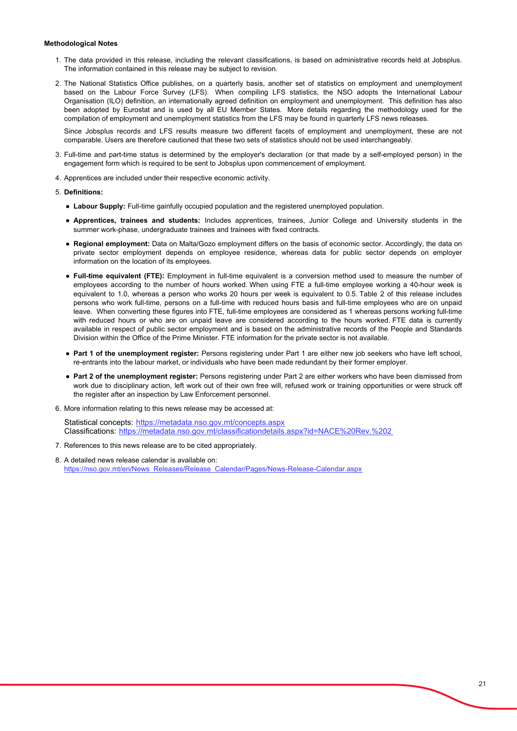**Methodological Notes**

1. The data provided in this release, including the relevant classifications, is based on administrative records held at Jobsplus. The information contained in this release may be subject to revision.

2. The National Statistics Office publishes, on a quarterly basis, another set of statistics on employment and unemployment based on the Labour Force Survey (LFS). When compiling LFS statistics, the NSO adopts the International Labour Organisation (ILO) definition, an internationally agreed definition on employment and unemployment. This definition has also been adopted by Eurostat and is used by all EU Member States. More details regarding the methodology used for the compilation of employment and unemployment statistics from the LFS may be found in quarterly LFS news releases.

   Since Jobsplus records and LFS results measure two different facets of employment and unemployment, these are not comparable. Users are therefore cautioned that these two sets of statistics should not be used interchangeably.

3. Full-time and part-time status is determined by the employer's declaration (or that made by a self-employed person) in the engagement form which is required to be sent to Jobsplus upon commencement of employment.

4. Apprentices are included under their respective economic activity.

5. **Definitions:**

   - **Labour Supply:** Full-time gainfully occupied population and the registered unemployed population.
   - **Apprentices, trainees and students:** Includes apprentices, trainees, Junior College and University students in the summer work-phase, undergraduate trainees and trainees with fixed contracts.
   - **Regional employment:** Data on Malta/Gozo employment differs on the basis of economic sector. Accordingly, the data on private sector employment depends on employee residence, whereas data for public sector depends on employer information on the location of its employees.
   - **Full-time equivalent (FTE):** Employment in full-time equivalent is a conversion method used to measure the number of employees according to the number of hours worked. When using FTE a full-time employee working a 40-hour week is equivalent to 1.0, whereas a person who works 20 hours per week is equivalent to 0.5. Table 2 of this release includes persons who work full-time, persons on a full-time with reduced hours basis and full-time employees who are on unpaid leave. When converting these figures into FTE, full-time employees are considered as 1 whereas persons working full-time with reduced hours or who are on unpaid leave are considered according to the hours worked. FTE data is currently available in respect of public sector employment and is based on the administrative records of the People and Standards Division within the Office of the Prime Minister. FTE information for the private sector is not available.
   - **Part 1 of the unemployment register:** Persons registering under Part 1 are either new job seekers who have left school, re-entrants into the labour market, or individuals who have been made redundant by their former employer.
   - **Part 2 of the unemployment register:** Persons registering under Part 2 are either workers who have been dismissed from work due to disciplinary action, left work out of their own free will, refused work or training opportunities or were struck off the register after an inspection by Law Enforcement personnel.

6. More information relating to this news release may be accessed at:

   Statistical concepts: https://metadata.nso.gov.mt/concepts.aspx
   Classifications: https://metadata.nso.gov.mt/classificationdetails.aspx?id=NACE%20Rev.%202

7. References to this news release are to be cited appropriately.

8. A detailed news release calendar is available on:
   https://nso.gov.mt/en/News_Releases/Release_Calendar/Pages/News-Release-Calendar.aspx